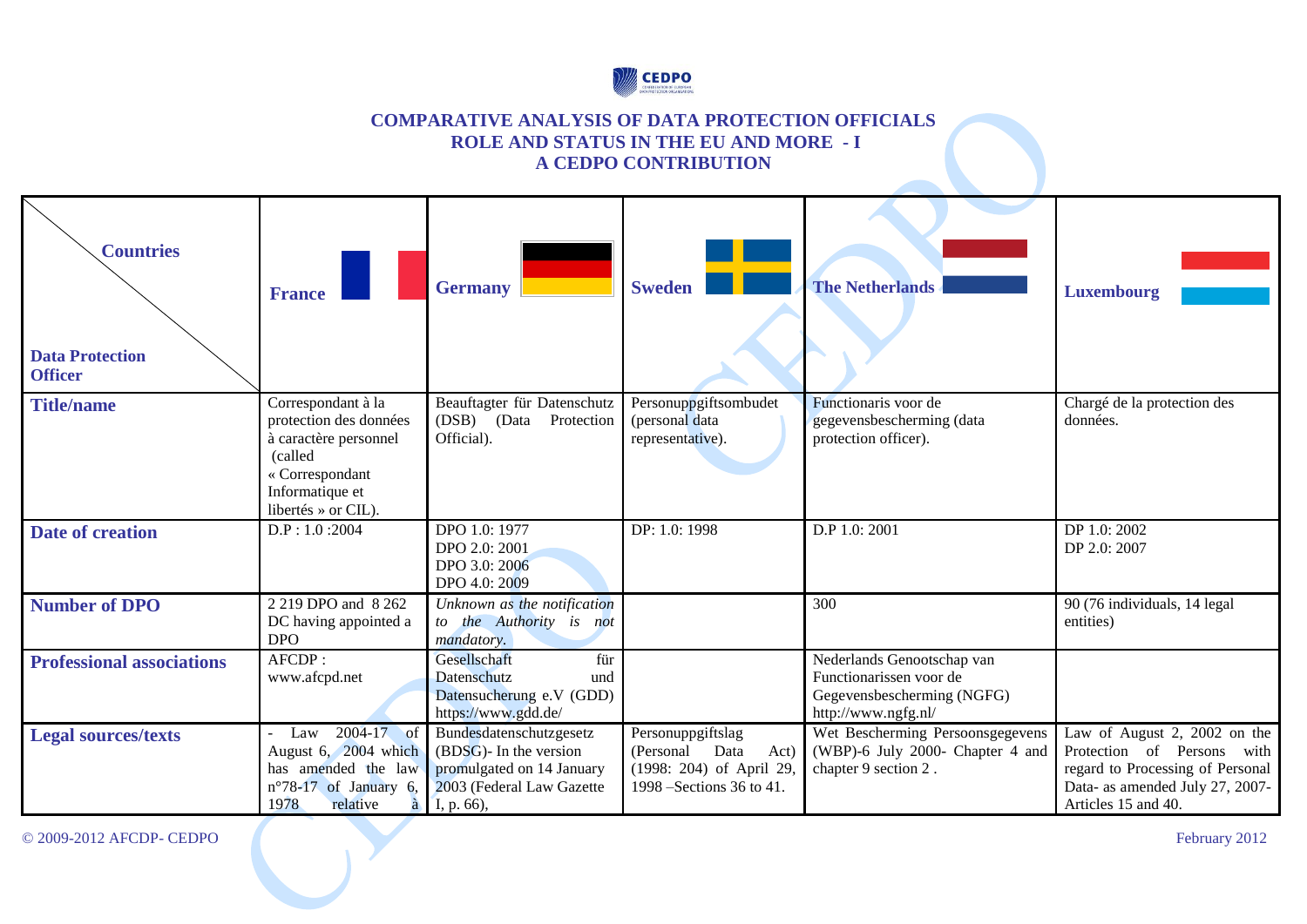# COMPARATIVE ANALYSIS OF DATA PROTECTION OFFICIALS ROLE AND STATUS IN THE EU AND MORE - I

## A CEDPO CONTRIBUTION

| Countries / Data Protection Officer | France | Germany | Sweden | The Netherlands | Luxembourg |
|---|---|---|---|---|---|
| **Title/name** | Correspondant à la protection des données à caractère personnel (called « Correspondant Informatique et libertés » or CIL). | Beauftagter für Datenschutz (DSB) (Data Protection Official). | Personuppgiftsombudet (personal data representative). | Functionaris voor de gegevensbescherming (data protection officer). | Chargé de la protection des données. |
| **Date of creation** | D.P : 1.0 :2004 | DPO 1.0: 1977<br>DPO 2.0: 2001<br>DPO 3.0: 2006<br>DPO 4.0: 2009 | DP: 1.0: 1998 | D.P 1.0: 2001 | DP 1.0: 2002<br>DP 2.0: 2007 |
| **Number of DPO** | 2 219 DPO and 8 262 DC having appointed a DPO | *Unknown as the notification to the Authority is not mandatory.* | | 300 | 90 (76 individuals, 14 legal entities) |
| **Professional associations** | AFCDP : www.afcpd.net | Gesellschaft für Datenschutz und Datensucherung e.V (GDD) https://www.gdd.de/ | | Nederlands Genootschap van Functionarissen voor de Gegevensbescherming (NGFG) http://www.ngfg.nl/ | |
| **Legal sources/texts** | - Law 2004-17 of August 6, 2004 which has amended the law n°78-17 of January 6, 1978 relative à | Bundesdatenschutzgesetz (BDSG)- In the version promulgated on 14 January 2003 (Federal Law Gazette I, p. 66), | Personuppgiftslag (Personal Data Act) (1998: 204) of April 29, 1998 –Sections 36 to 41. | Wet Bescherming Persoonsgegevens (WBP)-6 July 2000- Chapter 4 and chapter 9 section 2 . | Law of August 2, 2002 on the Protection of Persons with regard to Processing of Personal Data- as amended July 27, 2007- Articles 15 and 40. |

© 2009-2012 AFCDP- CEDPO

February 2012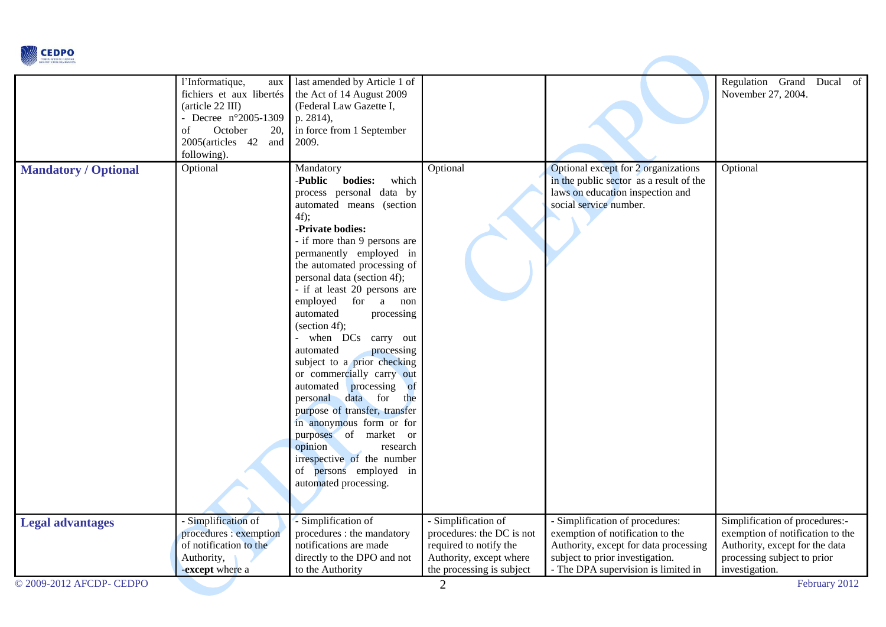| | | | | | |
|---|---|---|---|---|---|
| | l'Informatique, aux fichiers et aux libertés (article 22 III)<br>- Decree n°2005-1309 of October 20, 2005(articles 42 and following). | last amended by Article 1 of the Act of 14 August 2009 (Federal Law Gazette I, p. 2814),<br>in force from 1 September 2009. | | | Regulation Grand Ducal of November 27, 2004. |
| **Mandatory / Optional** | Optional | Mandatory<br>-**Public bodies:** which process personal data by automated means (section 4f);<br>-**Private bodies:**<br>- if more than 9 persons are permanently employed in the automated processing of personal data (section 4f);<br>- if at least 20 persons are employed for a non automated processing (section 4f);<br>- when DCs carry out automated processing subject to a prior checking or commercially carry out automated processing of personal data for the purpose of transfer, transfer in anonymous form or for purposes of market or opinion research irrespective of the number of persons employed in automated processing. | Optional | Optional except for 2 organizations in the public sector as a result of the laws on education inspection and social service number. | Optional |
| **Legal advantages** | - Simplification of procedures : exemption of notification to the Authority,<br>-**except** where a | - Simplification of procedures : the mandatory notifications are made directly to the DPO and not to the Authority | - Simplification of procedures: the DC is not required to notify the Authority, except where the processing is subject | - Simplification of procedures: exemption of notification to the Authority, except for data processing subject to prior investigation.<br>- The DPA supervision is limited in | Simplification of procedures:- exemption of notification to the Authority, except for the data processing subject to prior investigation. |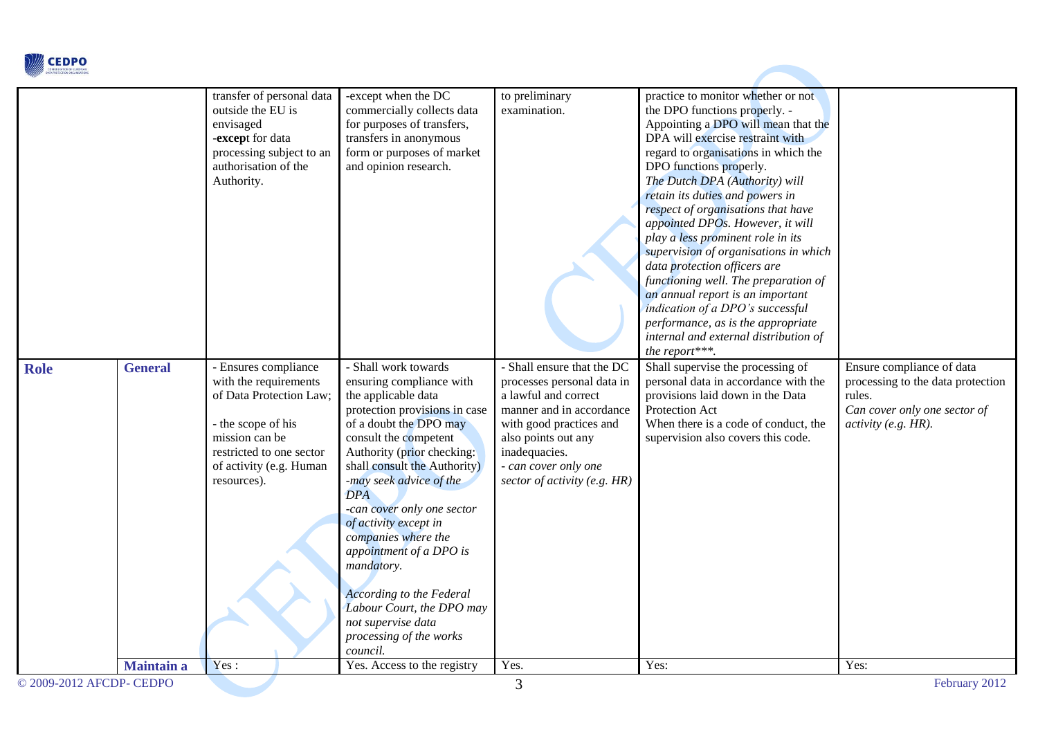| | | | | | | |
|---|---|---|---|---|---|---|
| | | transfer of personal data outside the EU is envisaged<br>-**excep**t for data processing subject to an authorisation of the Authority. | -except when the DC commercially collects data for purposes of transfers, transfers in anonymous form or purposes of market and opinion research. | to preliminary examination. | practice to monitor whether or not the DPO functions properly. - Appointing a DPO will mean that the DPA will exercise restraint with regard to organisations in which the DPO functions properly.<br>*The Dutch DPA (Authority) will retain its duties and powers in respect of organisations that have appointed DPOs. However, it will play a less prominent role in its supervision of organisations in which data protection officers are functioning well. The preparation of an annual report is an important indication of a DPO's successful performance, as is the appropriate internal and external distribution of the report\*\*\*.* | |
| **Role** | **General** | - Ensures compliance with the requirements of Data Protection Law;<br><br>- the scope of his mission can be restricted to one sector of activity (e.g. Human resources). | - Shall work towards ensuring compliance with the applicable data protection provisions in case of a doubt the DPO may consult the competent Authority (prior checking: shall consult the Authority)<br>*-may seek advice of the DPA*<br>*-can cover only one sector of activity except in companies where the appointment of a DPO is mandatory.*<br><br>*According to the Federal Labour Court, the DPO may not supervise data processing of the works council.* | - Shall ensure that the DC processes personal data in a lawful and correct manner and in accordance with good practices and also points out any inadequacies.<br>*- can cover only one sector of activity (e.g. HR)* | Shall supervise the processing of personal data in accordance with the provisions laid down in the Data Protection Act<br>When there is a code of conduct, the supervision also covers this code. | Ensure compliance of data processing to the data protection rules.<br>*Can cover only one sector of activity (e.g. HR).* |
| | **Maintain a** | Yes : | Yes. Access to the registry | Yes. | Yes: | Yes: |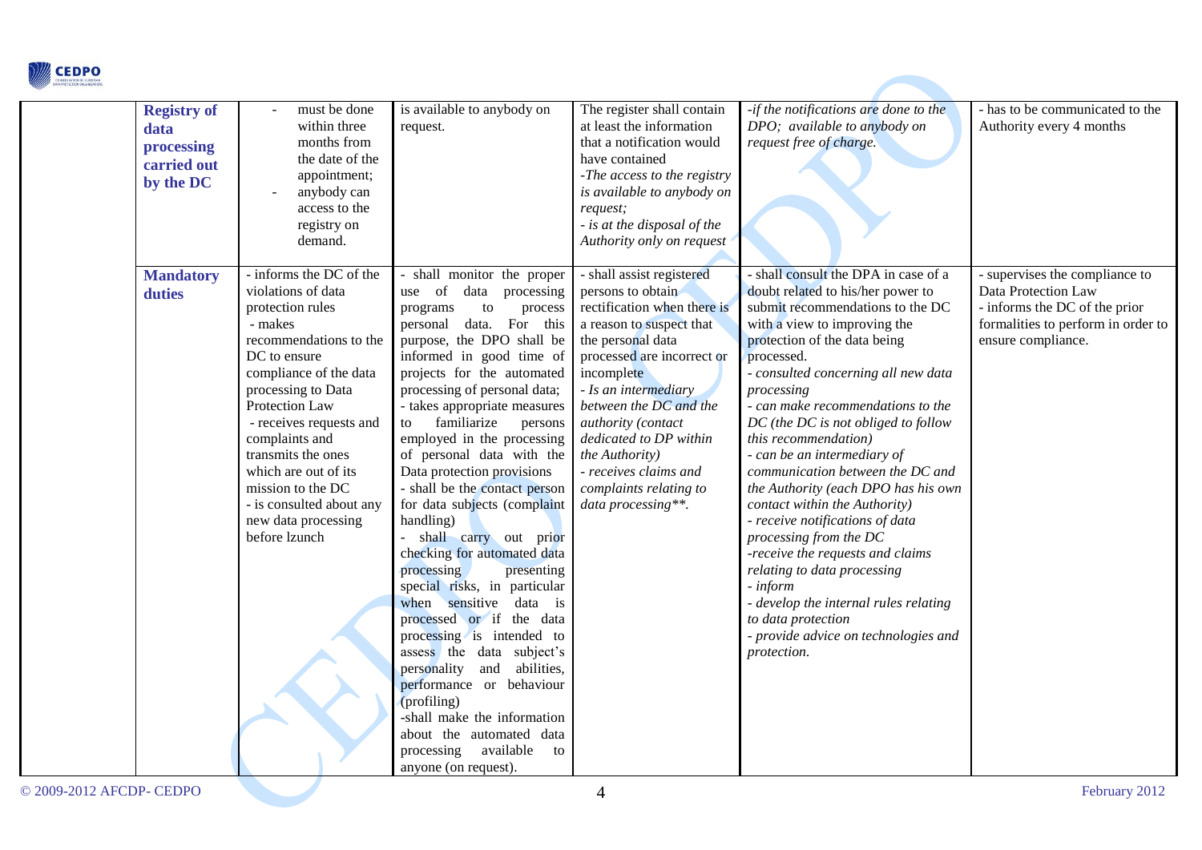| | | | | | | |
|---|---|---|---|---|---|---|
| | **Registry of data processing carried out by the DC** | - must be done within three months from the date of the appointment;<br>- anybody can access to the registry on demand. | is available to anybody on request. | The register shall contain at least the information that a notification would have contained<br>*-The access to the registry is available to anybody on request;*<br>*- is at the disposal of the Authority only on request* | *-if the notifications are done to the DPO; available to anybody on request free of charge.* | - has to be communicated to the Authority every 4 months |
| | **Mandatory duties** | - informs the DC of the violations of data protection rules<br>- makes recommendations to the DC to ensure compliance of the data processing to Data Protection Law<br>- receives requests and complaints and transmits the ones which are out of its mission to the DC<br>- is consulted about any new data processing before lzunch | - shall monitor the proper use of data processing programs to process personal data. For this purpose, the DPO shall be informed in good time of projects for the automated processing of personal data;<br>- takes appropriate measures to familiarize persons employed in the processing of personal data with the Data protection provisions<br>- shall be the contact person for data subjects (complaint handling)<br>- shall carry out prior checking for automated data processing presenting special risks, in particular when sensitive data is processed or if the data processing is intended to assess the data subject's personality and abilities, performance or behaviour (profiling)<br>-shall make the information about the automated data processing available to anyone (on request). | - shall assist registered persons to obtain rectification when there is a reason to suspect that the personal data processed are incorrect or incomplete<br>*- Is an intermediary between the DC and the authority (contact dedicated to DP within the Authority)*<br>*- receives claims and complaints relating to data processing\*\*.* | - shall consult the DPA in case of a doubt related to his/her power to submit recommendations to the DC with a view to improving the protection of the data being processed.<br>*- consulted concerning all new data processing*<br>*- can make recommendations to the DC (the DC is not obliged to follow this recommendation)*<br>*- can be an intermediary of communication between the DC and the Authority (each DPO has his own contact within the Authority)*<br>*- receive notifications of data processing from the DC*<br>*-receive the requests and claims relating to data processing*<br>*- inform*<br>*- develop the internal rules relating to data protection*<br>*- provide advice on technologies and protection.* | - supervises the compliance to Data Protection Law<br>- informs the DC of the prior formalities to perform in order to ensure compliance. |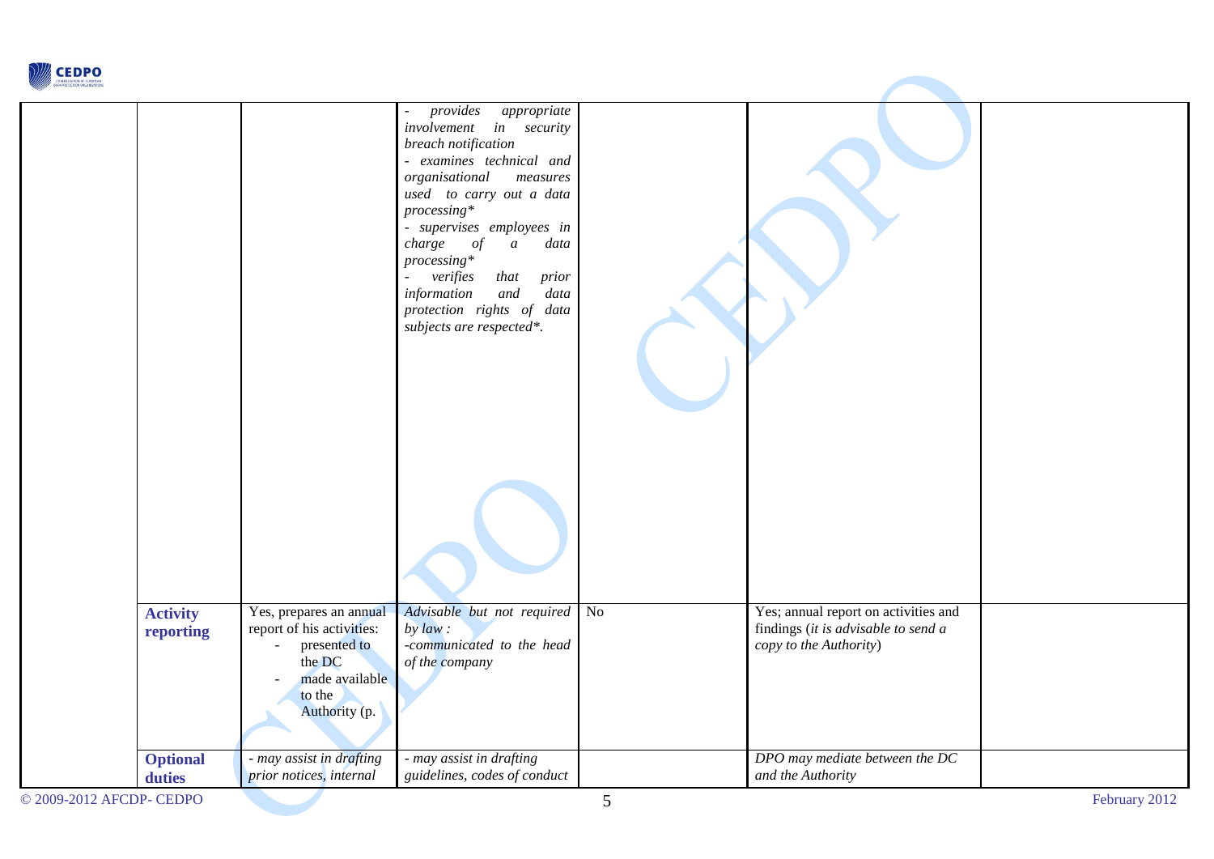| | | | | | | |
|---|---|---|---|---|---|---|
| | | | *- provides appropriate involvement in security breach notification*<br>*- examines technical and organisational measures used to carry out a data processing**<br>*- supervises employees in charge of a data processing**<br>*- verifies that prior information and data protection rights of data subjects are respected*.* | | | |
| | **Activity reporting** | Yes, prepares an annual report of his activities:<br>- presented to the DC<br>- made available to the Authority (p. | *Advisable but not required by law :*<br>*-communicated to the head of the company* | No | Yes; annual report on activities and findings (*it is advisable to send a copy to the Authority*) | |
| | **Optional duties** | *- may assist in drafting prior notices, internal* | *- may assist in drafting guidelines, codes of conduct* | | *DPO may mediate between the DC and the Authority* | |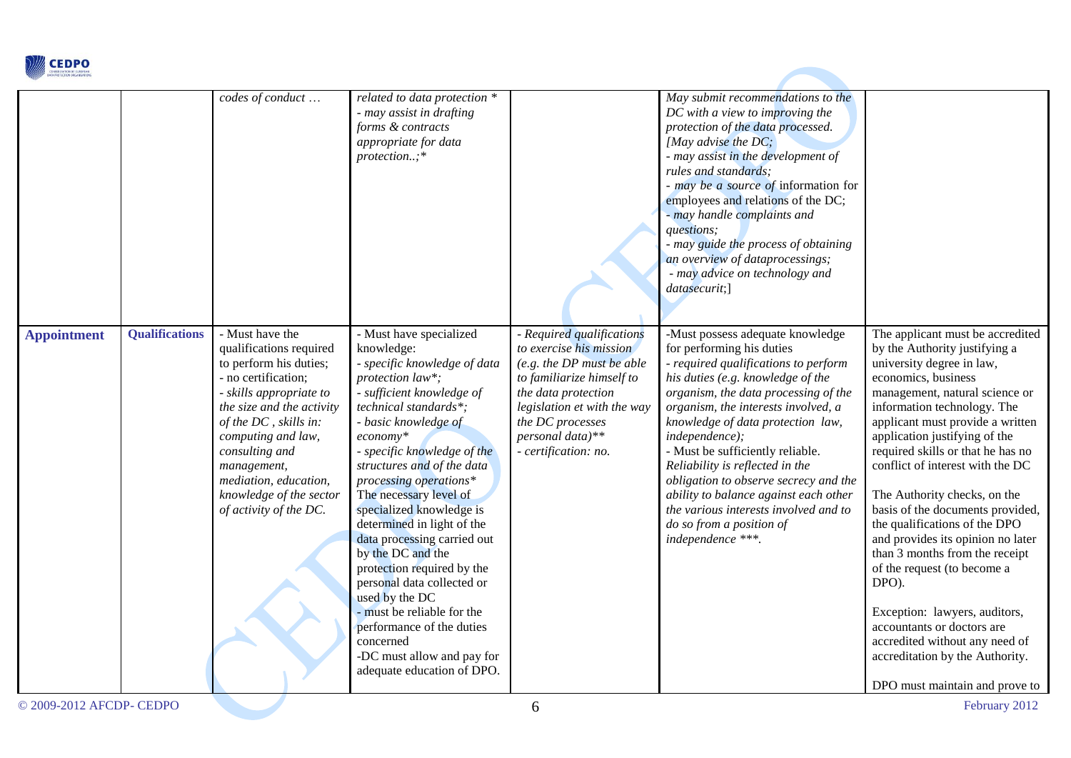| | | | | | | |
|---|---|---|---|---|---|---|
| | | *codes of conduct …* | *related to data protection ** *- may assist in drafting forms & contracts appropriate for data protection..;** | | *May submit recommendations to the DC with a view to improving the protection of the data processed. [May advise the DC; - may assist in the development of rules and standards; - may be a source of* information for employees and relations of the DC; *- may handle complaints and questions; - may guide the process of obtaining an overview of dataprocessings; - may advice on technology and datasecurit;]* | |
| **Appointment** | **Qualifications** | - Must have the qualifications required to perform his duties; - no certification; *- skills appropriate to the size and the activity of the DC , skills in: computing and law, consulting and management, mediation, education, knowledge of the sector of activity of the DC.* | - Must have specialized knowledge: *- specific knowledge of data protection law*; - sufficient knowledge of technical standards*; - basic knowledge of economy* - specific knowledge of the structures and of the data processing operations** The necessary level of specialized knowledge is determined in light of the data processing carried out by the DC and the protection required by the personal data collected or used by the DC - must be reliable for the performance of the duties concerned -DC must allow and pay for adequate education of DPO. | *- Required qualifications to exercise his mission (e.g. the DP must be able to familiarize himself to the data protection legislation et with the way the DC processes personal data)** - certification: no.* | -Must possess adequate knowledge for performing his duties *- required qualifications to perform his duties (e.g. knowledge of the organism, the data processing of the organism, the interests involved, a knowledge of data protection law, independence);* - Must be sufficiently reliable. *Reliability is reflected in the obligation to observe secrecy and the ability to balance against each other the various interests involved and to do so from a position of independence ***.* | The applicant must be accredited by the Authority justifying a university degree in law, economics, business management, natural science or information technology. The applicant must provide a written application justifying of the required skills or that he has no conflict of interest with the DC The Authority checks, on the basis of the documents provided, the qualifications of the DPO and provides its opinion no later than 3 months from the receipt of the request (to become a DPO). Exception: lawyers, auditors, accountants or doctors are accredited without any need of accreditation by the Authority. DPO must maintain and prove to |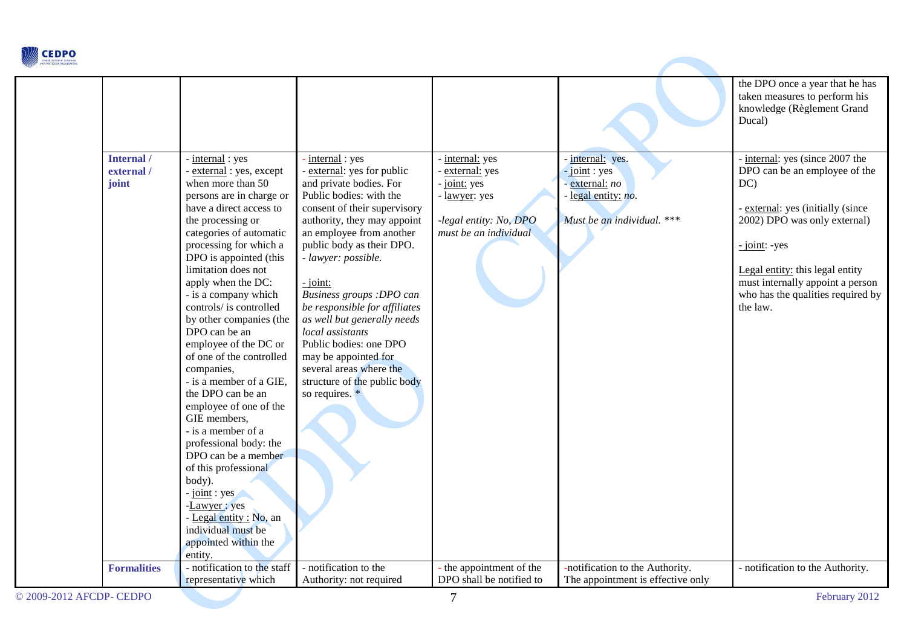| | | | | | | |
|---|---|---|---|---|---|---|
| | | | | | | the DPO once a year that he has taken measures to perform his knowledge (Règlement Grand Ducal) |
| | **Internal / external / joint** | - internal : yes<br>- external : yes, except when more than 50 persons are in charge or have a direct access to the processing or categories of automatic processing for which a DPO is appointed (this limitation does not apply when the DC:<br>- is a company which controls/ is controlled by other companies (the DPO can be an employee of the DC or of one of the controlled companies,<br>- is a member of a GIE, the DPO can be an employee of one of the GIE members,<br>- is a member of a professional body: the DPO can be a member of this professional body).<br>- joint : yes<br>-Lawyer : yes<br>- Legal entity : No, an individual must be appointed within the entity. | - internal : yes<br>- external: yes for public and private bodies. For Public bodies: with the consent of their supervisory authority, they may appoint an employee from another public body as their DPO.<br>- *lawyer: possible.*<br><br>- joint:<br>*Business groups :DPO can be responsible for affiliates as well but generally needs local assistants*<br>Public bodies: one DPO may be appointed for several areas where the structure of the public body so requires. * | - internal: yes<br>- external: yes<br>- joint: yes<br>- lawyer: yes<br><br>*-legal entity: No, DPO must be an individual* | - internal: yes.<br>- joint : yes<br>- external: *no*<br>- legal entity: *no*.<br><br>*Must be an individual. **** | - internal: yes (since 2007 the DPO can be an employee of the DC)<br><br>- external: yes (initially (since 2002) DPO was only external)<br><br>- joint: -yes<br><br>Legal entity: this legal entity must internally appoint a person who has the qualities required by the law. |
| | **Formalities** | - notification to the staff representative which | - notification to the Authority: not required | - the appointment of the DPO shall be notified to | -notification to the Authority. The appointment is effective only | - notification to the Authority. |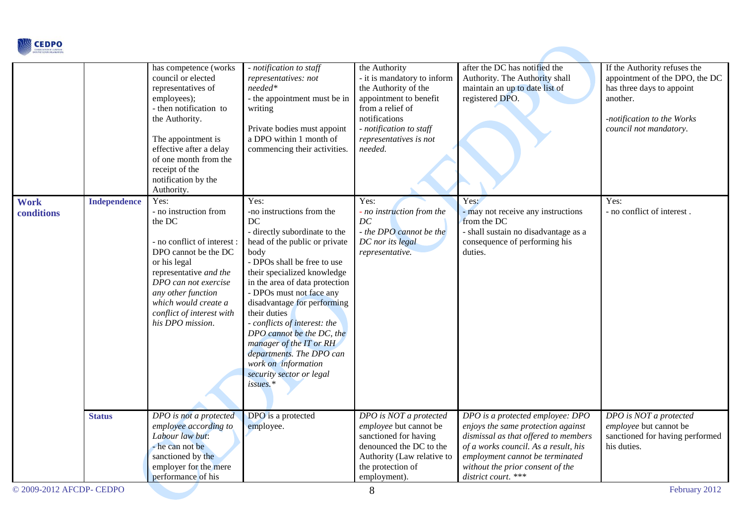| | | | | | | |
|---|---|---|---|---|---|---|
| | | has competence (works council or elected representatives of employees);<br>- then notification to the Authority.<br><br>The appointment is effective after a delay of one month from the receipt of the notification by the Authority. | - *notification to staff representatives: not needed**<br>- the appointment must be in writing<br><br>Private bodies must appoint a DPO within 1 month of commencing their activities. | the Authority<br>- it is mandatory to inform the Authority of the appointment to benefit from a relief of notifications<br>- *notification to staff representatives is not needed.* | after the DC has notified the Authority. The Authority shall maintain an up to date list of registered DPO. | If the Authority refuses the appointment of the DPO, the DC has three days to appoint another.<br><br>*-notification to the Works council not mandatory.* |
| **Work conditions** | **Independence** | Yes:<br>- no instruction from the DC<br><br>- no conflict of interest : DPO cannot be the DC or his legal representative *and the DPO can not exercise any other function which would create a conflict of interest with his DPO mission.* | Yes:<br>-no instructions from the DC<br>- directly subordinate to the head of the public or private body<br>- DPOs shall be free to use their specialized knowledge in the area of data protection<br>- DPOs must not face any disadvantage for performing their duties<br>- *conflicts of interest: the DPO cannot be the DC, the manager of the IT or RH departments. The DPO can work on information security sector or legal issues.** | Yes:<br>- *no instruction from the DC*<br>- *the DPO cannot be the DC nor its legal representative.* | Yes:<br>- may not receive any instructions from the DC<br>- shall sustain no disadvantage as a consequence of performing his duties. | Yes:<br>- no conflict of interest . |
| | **Status** | *DPO is not a protected employee according to Labour law but:*<br>- he can not be sanctioned by the employer for the mere performance of his | DPO is a protected employee. | *DPO is NOT a protected employee* but cannot be sanctioned for having denounced the DC to the Authority (Law relative to the protection of employment). | *DPO is a protected employee: DPO enjoys the same protection against dismissal as that offered to members of a works council. As a result, his employment cannot be terminated without the prior consent of the district court.* *** | *DPO is NOT a protected employee* but cannot be sanctioned for having performed his duties. |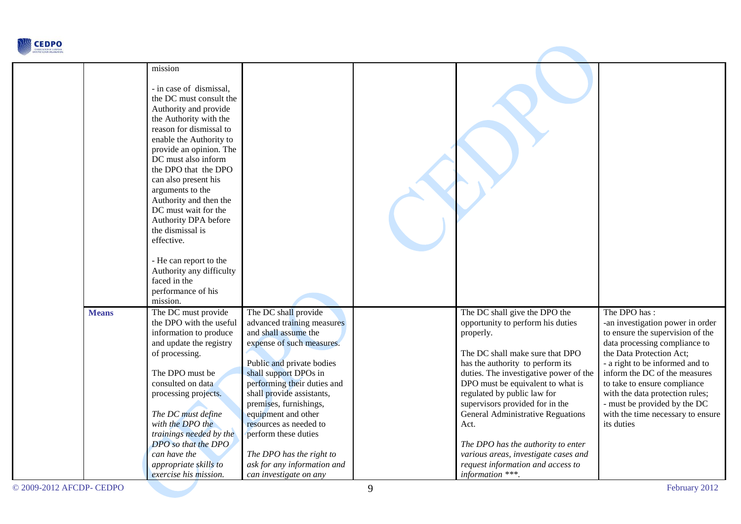| | | | | | | |
|---|---|---|---|---|---|---|
| | | mission<br><br>- in case of dismissal, the DC must consult the Authority and provide the Authority with the reason for dismissal to enable the Authority to provide an opinion. The DC must also inform the DPO that the DPO can also present his arguments to the Authority and then the DC must wait for the Authority DPA before the dismissal is effective.<br><br>- He can report to the Authority any difficulty faced in the performance of his mission. | | | | |
| | **Means** | The DC must provide the DPO with the useful information to produce and update the registry of processing.<br><br>The DPO must be consulted on data processing projects.<br><br>*The DC must define with the DPO the trainings needed by the DPO so that the DPO can have the appropriate skills to exercise his mission.* | The DC shall provide advanced training measures and shall assume the expense of such measures.<br><br>Public and private bodies shall support DPOs in performing their duties and shall provide assistants, premises, furnishings, equipment and other resources as needed to perform these duties<br><br>*The DPO has the right to ask for any information and can investigate on any* | | The DC shall give the DPO the opportunity to perform his duties properly.<br><br>The DC shall make sure that DPO has the authority to perform its duties. The investigative power of the DPO must be equivalent to what is regulated by public law for supervisors provided for in the General Administrative Reguations Act.<br><br>*The DPO has the authority to enter various areas, investigate cases and request information and access to information \*\*\*.* | The DPO has :<br>-an investigation power in order to ensure the supervision of the data processing compliance to the Data Protection Act;<br>- a right to be informed and to inform the DC of the measures to take to ensure compliance with the data protection rules;<br>- must be provided by the DC with the time necessary to ensure its duties |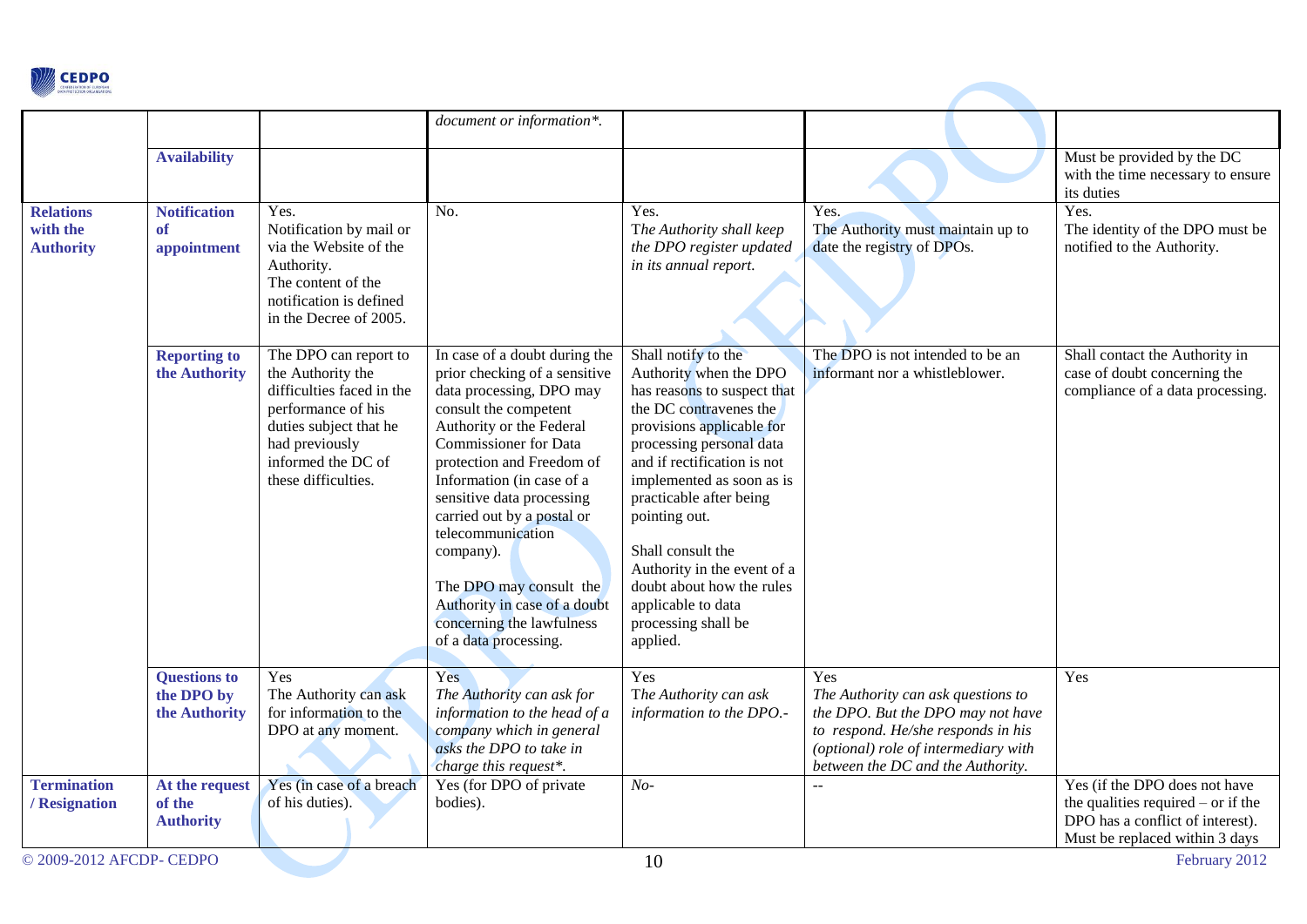|  |  |  | *document or information\*.* |  |  |  |
|---|---|---|---|---|---|---|
|  | **Availability** |  |  |  |  | Must be provided by the DC with the time necessary to ensure its duties |
| **Relations with the Authority** | **Notification of appointment** | Yes. Notification by mail or via the Website of the Authority. The content of the notification is defined in the Decree of 2005. | No. | Yes. *The Authority shall keep the DPO register updated in its annual report.* | Yes. The Authority must maintain up to date the registry of DPOs. | Yes. The identity of the DPO must be notified to the Authority. |
|  | **Reporting to the Authority** | The DPO can report to the Authority the difficulties faced in the performance of his duties subject that he had previously informed the DC of these difficulties. | In case of a doubt during the prior checking of a sensitive data processing, DPO may consult the competent Authority or the Federal Commissioner for Data protection and Freedom of Information (in case of a sensitive data processing carried out by a postal or telecommunication company).<br><br>The DPO may consult the Authority in case of a doubt concerning the lawfulness of a data processing. | Shall notify to the Authority when the DPO has reasons to suspect that the DC contravenes the provisions applicable for processing personal data and if rectification is not implemented as soon as is practicable after being pointing out.<br><br>Shall consult the Authority in the event of a doubt about how the rules applicable to data processing shall be applied. | The DPO is not intended to be an informant nor a whistleblower. | Shall contact the Authority in case of doubt concerning the compliance of a data processing. |
|  | **Questions to the DPO by the Authority** | Yes<br>The Authority can ask for information to the DPO at any moment. | Yes<br>*The Authority can ask for information to the head of a company which in general asks the DPO to take in charge this request\*.* | Yes<br>*The Authority can ask information to the DPO.-* | Yes<br>*The Authority can ask questions to the DPO. But the DPO may not have to respond. He/she responds in his (optional) role of intermediary with between the DC and the Authority.* | Yes |
| **Termination / Resignation** | **At the request of the Authority** | Yes (in case of a breach of his duties). | Yes (for DPO of private bodies). | *No-* | -- | Yes (if the DPO does not have the qualities required – or if the DPO has a conflict of interest). Must be replaced within 3 days |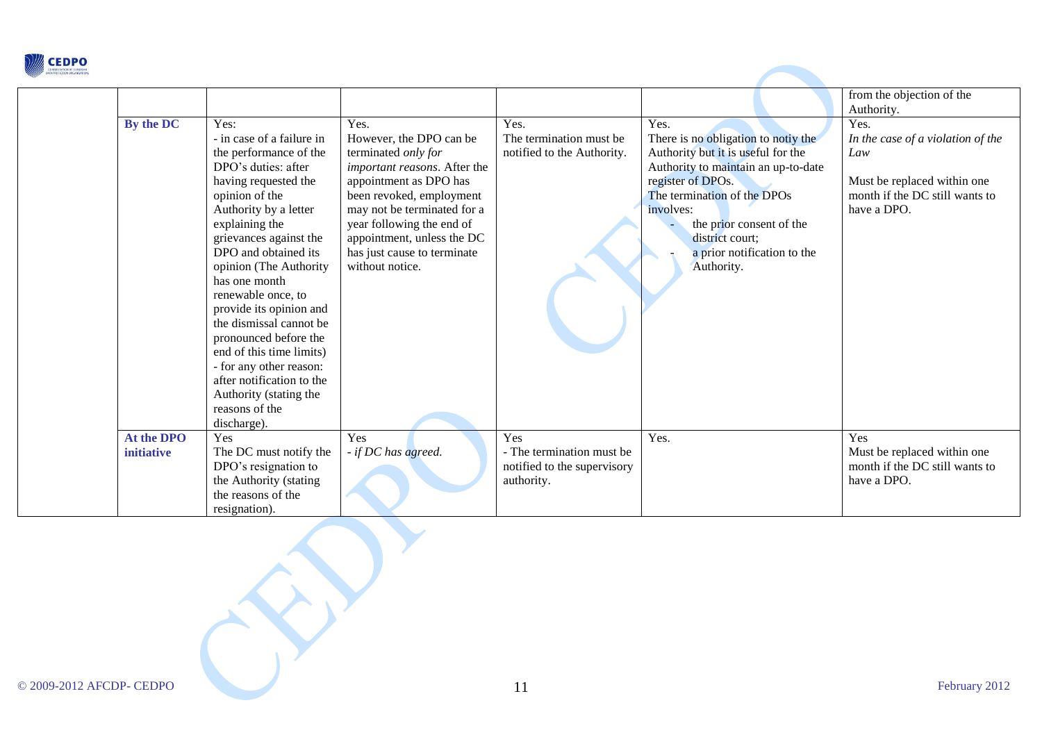| | | | | | | |
|---|---|---|---|---|---|---|
| | | | | | | from the objection of the Authority. |
| | **By the DC** | Yes:<br>- in case of a failure in the performance of the DPO's duties: after having requested the opinion of the Authority by a letter explaining the grievances against the DPO and obtained its opinion (The Authority has one month renewable once, to provide its opinion and the dismissal cannot be pronounced before the end of this time limits)<br>- for any other reason: after notification to the Authority (stating the reasons of the discharge). | Yes.<br>However, the DPO can be terminated *only for important reasons*. After the appointment as DPO has been revoked, employment may not be terminated for a year following the end of appointment, unless the DC has just cause to terminate without notice. | Yes.<br>The termination must be notified to the Authority. | Yes.<br>There is no obligation to notiy the Authority but it is useful for the Authority to maintain an up-to-date register of DPOs.<br>The termination of the DPOs involves:<br>- the prior consent of the district court;<br>- a prior notification to the Authority. | Yes.<br>*In the case of a violation of the Law*<br><br>Must be replaced within one month if the DC still wants to have a DPO. |
| | **At the DPO initiative** | Yes<br>The DC must notify the DPO's resignation to the Authority (stating the reasons of the resignation). | Yes<br>*- if DC has agreed.* | Yes<br>- The termination must be notified to the supervisory authority. | Yes. | Yes<br>Must be replaced within one month if the DC still wants to have a DPO. |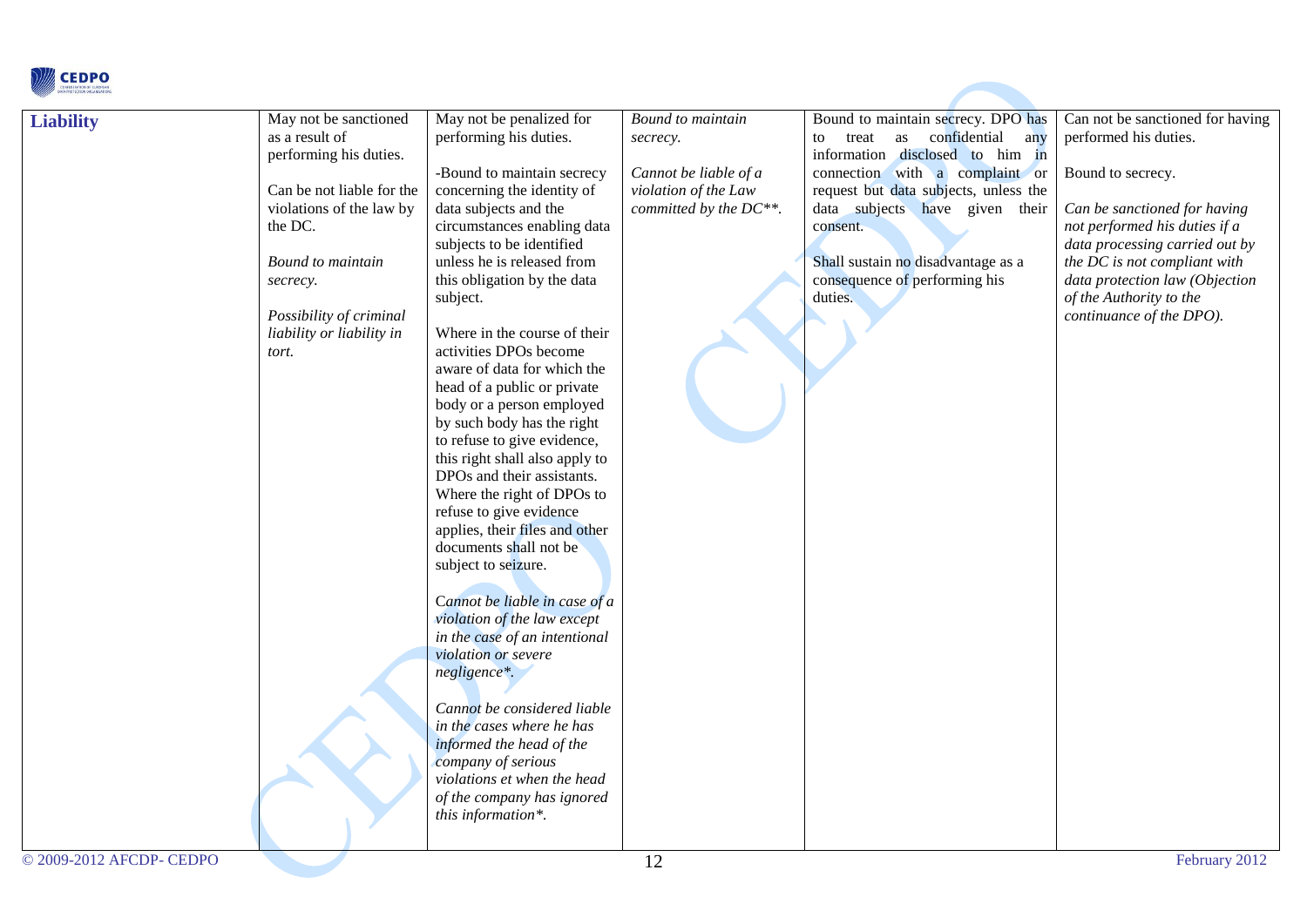| **Liability** | May not be sanctioned as a result of performing his duties.<br><br>Can be not liable for the violations of the law by the DC.<br><br>*Bound to maintain secrecy.*<br><br>*Possibility of criminal liability or liability in tort.* | May not be penalized for performing his duties.<br><br>-Bound to maintain secrecy concerning the identity of data subjects and the circumstances enabling data subjects to be identified unless he is released from this obligation by the data subject.<br><br>Where in the course of their activities DPOs become aware of data for which the head of a public or private body or a person employed by such body has the right to refuse to give evidence, this right shall also apply to DPOs and their assistants. Where the right of DPOs to refuse to give evidence applies, their files and other documents shall not be subject to seizure.<br><br>*Cannot be liable in case of a violation of the law except in the case of an intentional violation or severe negligence*.*<br><br>*Cannot be considered liable in the cases where he has informed the head of the company of serious violations et when the head of the company has ignored this information*.* | *Bound to maintain secrecy.*<br><br>*Cannot be liable of a violation of the Law committed by the DC**.* | Bound to maintain secrecy. DPO has to treat as confidential any information disclosed to him in connection with a complaint or request but data subjects, unless the data subjects have given their consent.<br><br>Shall sustain no disadvantage as a consequence of performing his duties. | Can not be sanctioned for having performed his duties.<br><br>Bound to secrecy.<br><br>*Can be sanctioned for having not performed his duties if a data processing carried out by the DC is not compliant with data protection law (Objection of the Authority to the continuance of the DPO).* |
|---|---|---|---|---|---|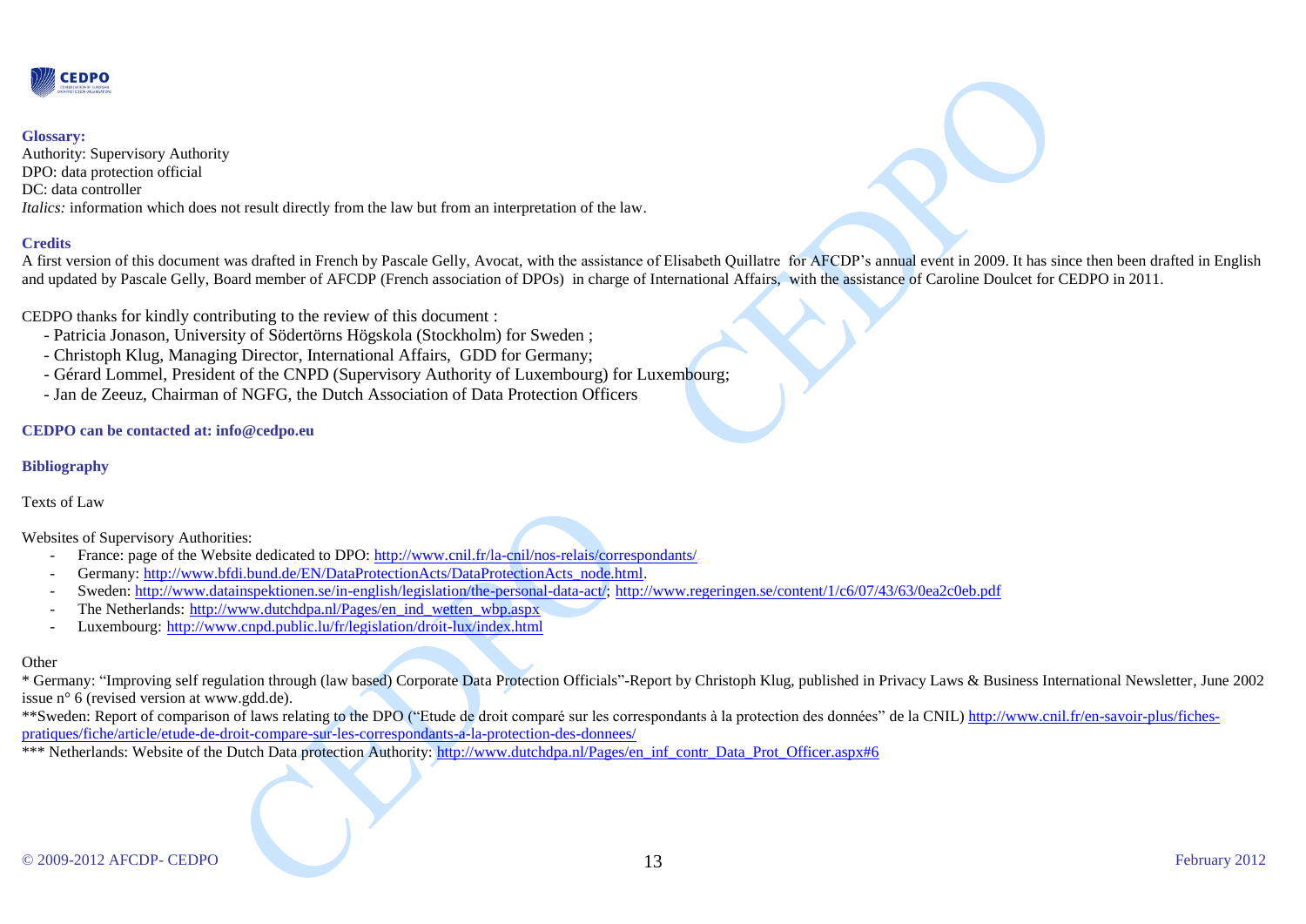**Glossary:**
Authority: Supervisory Authority
DPO: data protection official
DC: data controller
*Italics:* information which does not result directly from the law but from an interpretation of the law.

**Credits**

A first version of this document was drafted in French by Pascale Gelly, Avocat, with the assistance of Elisabeth Quillatre for AFCDP's annual event in 2009. It has since then been drafted in English and updated by Pascale Gelly, Board member of AFCDP (French association of DPOs) in charge of International Affairs, with the assistance of Caroline Doulcet for CEDPO in 2011.

CEDPO thanks for kindly contributing to the review of this document :

- Patricia Jonason, University of Södertörns Högskola (Stockholm) for Sweden ;
- Christoph Klug, Managing Director, International Affairs, GDD for Germany;
- Gérard Lommel, President of the CNPD (Supervisory Authority of Luxembourg) for Luxembourg;
- Jan de Zeeuz, Chairman of NGFG, the Dutch Association of Data Protection Officers

**CEDPO can be contacted at: info@cedpo.eu**

**Bibliography**

Texts of Law

Websites of Supervisory Authorities:

- France: page of the Website dedicated to DPO: http://www.cnil.fr/la-cnil/nos-relais/correspondants/
- Germany: http://www.bfdi.bund.de/EN/DataProtectionActs/DataProtectionActs_node.html.
- Sweden: http://www.datainspektionen.se/in-english/legislation/the-personal-data-act/; http://www.regeringen.se/content/1/c6/07/43/63/0ea2c0eb.pdf
- The Netherlands: http://www.dutchdpa.nl/Pages/en_ind_wetten_wbp.aspx
- Luxembourg: http://www.cnpd.public.lu/fr/legislation/droit-lux/index.html

Other

\* Germany: "Improving self regulation through (law based) Corporate Data Protection Officials"-Report by Christoph Klug, published in Privacy Laws & Business International Newsletter, June 2002 issue n° 6 (revised version at www.gdd.de).

\*\*Sweden: Report of comparison of laws relating to the DPO ("Etude de droit comparé sur les correspondants à la protection des données" de la CNIL) http://www.cnil.fr/en-savoir-plus/fiches-pratiques/fiche/article/etude-de-droit-compare-sur-les-correspondants-a-la-protection-des-donnees/

\*\*\* Netherlands: Website of the Dutch Data protection Authority: http://www.dutchdpa.nl/Pages/en_inf_contr_Data_Prot_Officer.aspx#6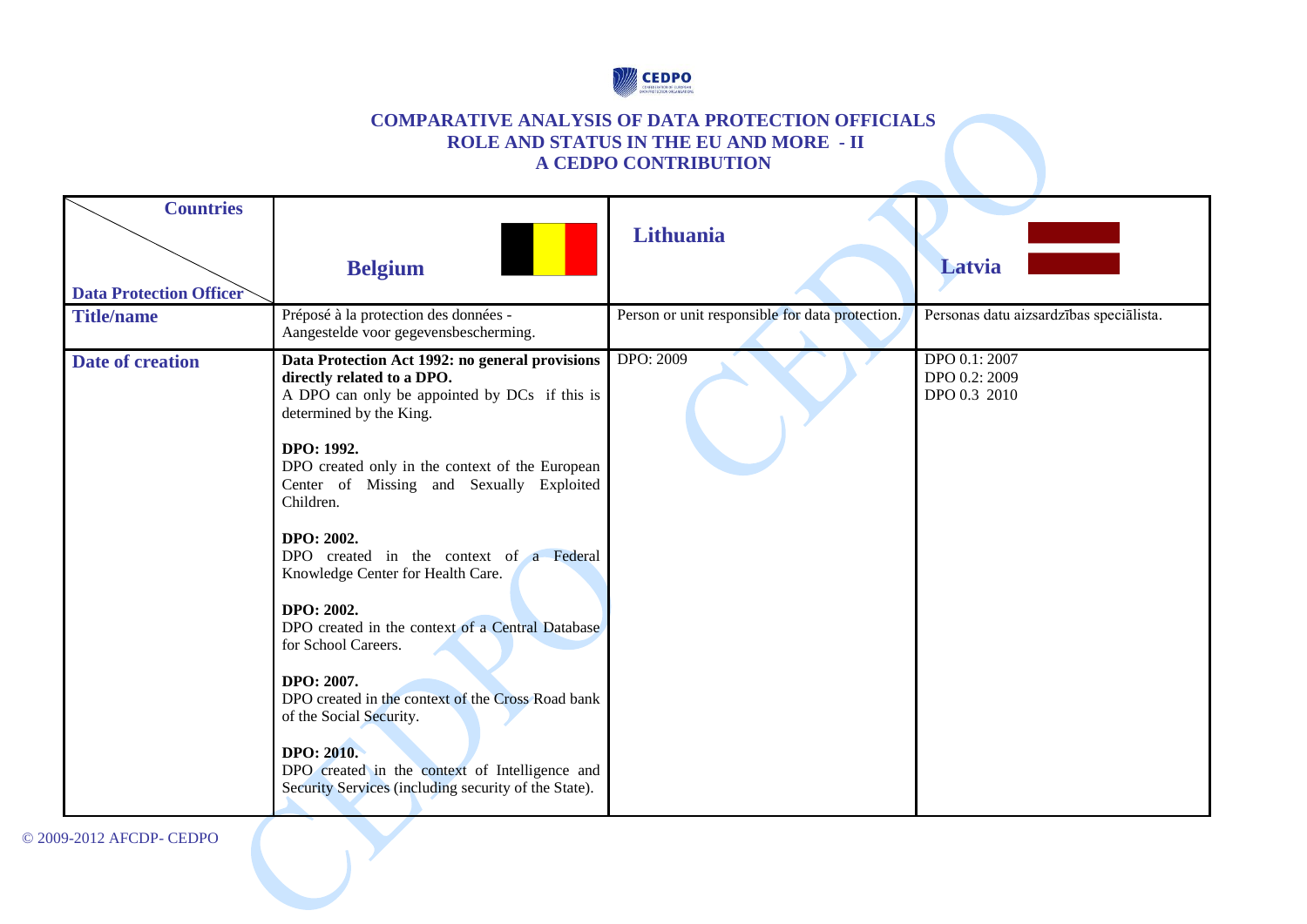# COMPARATIVE ANALYSIS OF DATA PROTECTION OFFICIALS ROLE AND STATUS IN THE EU AND MORE - II A CEDPO CONTRIBUTION

| Countries / Data Protection Officer | Belgium | Lithuania | Latvia |
|---|---|---|---|
| **Title/name** | Préposé à la protection des données - Aangestelde voor gegevensbescherming. | Person or unit responsible for data protection. | Personas datu aizsardzības speciālista. |
| **Date of creation** | **Data Protection Act 1992: no general provisions directly related to a DPO.** A DPO can only be appointed by DCs if this is determined by the King.<br><br>**DPO: 1992.** DPO created only in the context of the European Center of Missing and Sexually Exploited Children.<br><br>**DPO: 2002.** DPO created in the context of a Federal Knowledge Center for Health Care.<br><br>**DPO: 2002.** DPO created in the context of a Central Database for School Careers.<br><br>**DPO: 2007.** DPO created in the context of the Cross Road bank of the Social Security.<br><br>**DPO: 2010.** DPO created in the context of Intelligence and Security Services (including security of the State). | DPO: 2009 | DPO 0.1: 2007<br>DPO 0.2: 2009<br>DPO 0.3 2010 |

© 2009-2012 AFCDP- CEDPO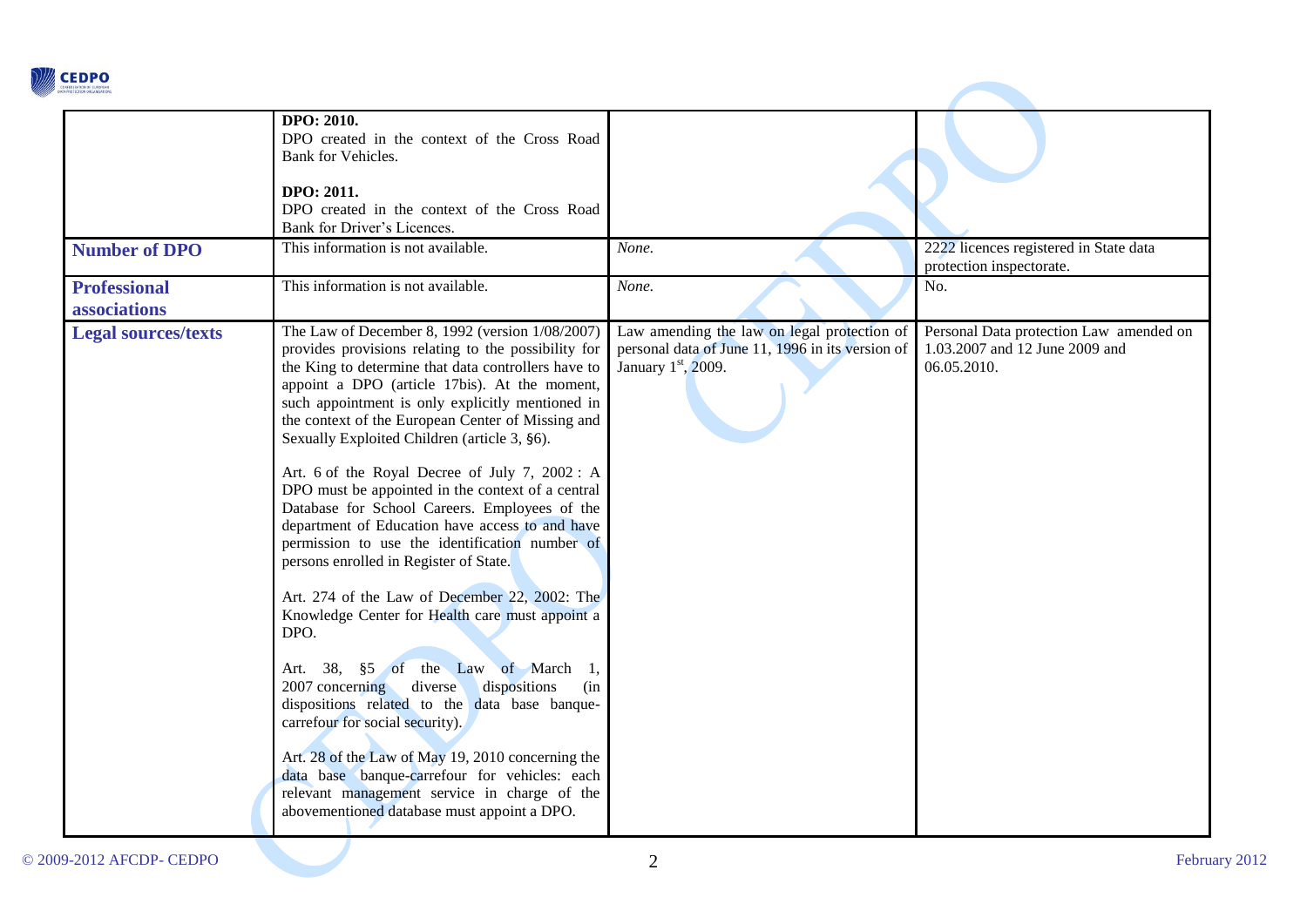| | | | |
|---|---|---|---|
| | **DPO: 2010.**<br>DPO created in the context of the Cross Road Bank for Vehicles.<br><br>**DPO: 2011.**<br>DPO created in the context of the Cross Road Bank for Driver's Licences. | | |
| **Number of DPO** | This information is not available. | *None.* | 2222 licences registered in State data protection inspectorate. |
| **Professional associations** | This information is not available. | *None.* | No. |
| **Legal sources/texts** | The Law of December 8, 1992 (version 1/08/2007) provides provisions relating to the possibility for the King to determine that data controllers have to appoint a DPO (article 17bis). At the moment, such appointment is only explicitly mentioned in the context of the European Center of Missing and Sexually Exploited Children (article 3, §6).<br><br>Art. 6 of the Royal Decree of July 7, 2002 : A DPO must be appointed in the context of a central Database for School Careers. Employees of the department of Education have access to and have permission to use the identification number of persons enrolled in Register of State.<br><br>Art. 274 of the Law of December 22, 2002: The Knowledge Center for Health care must appoint a DPO.<br><br>Art. 38, §5 of the Law of March 1, 2007 concerning diverse dispositions (in dispositions related to the data base banque-carrefour for social security).<br><br>Art. 28 of the Law of May 19, 2010 concerning the data base banque-carrefour for vehicles: each relevant management service in charge of the abovementioned database must appoint a DPO. | Law amending the law on legal protection of personal data of June 11, 1996 in its version of January 1st, 2009. | Personal Data protection Law amended on 1.03.2007 and 12 June 2009 and 06.05.2010. |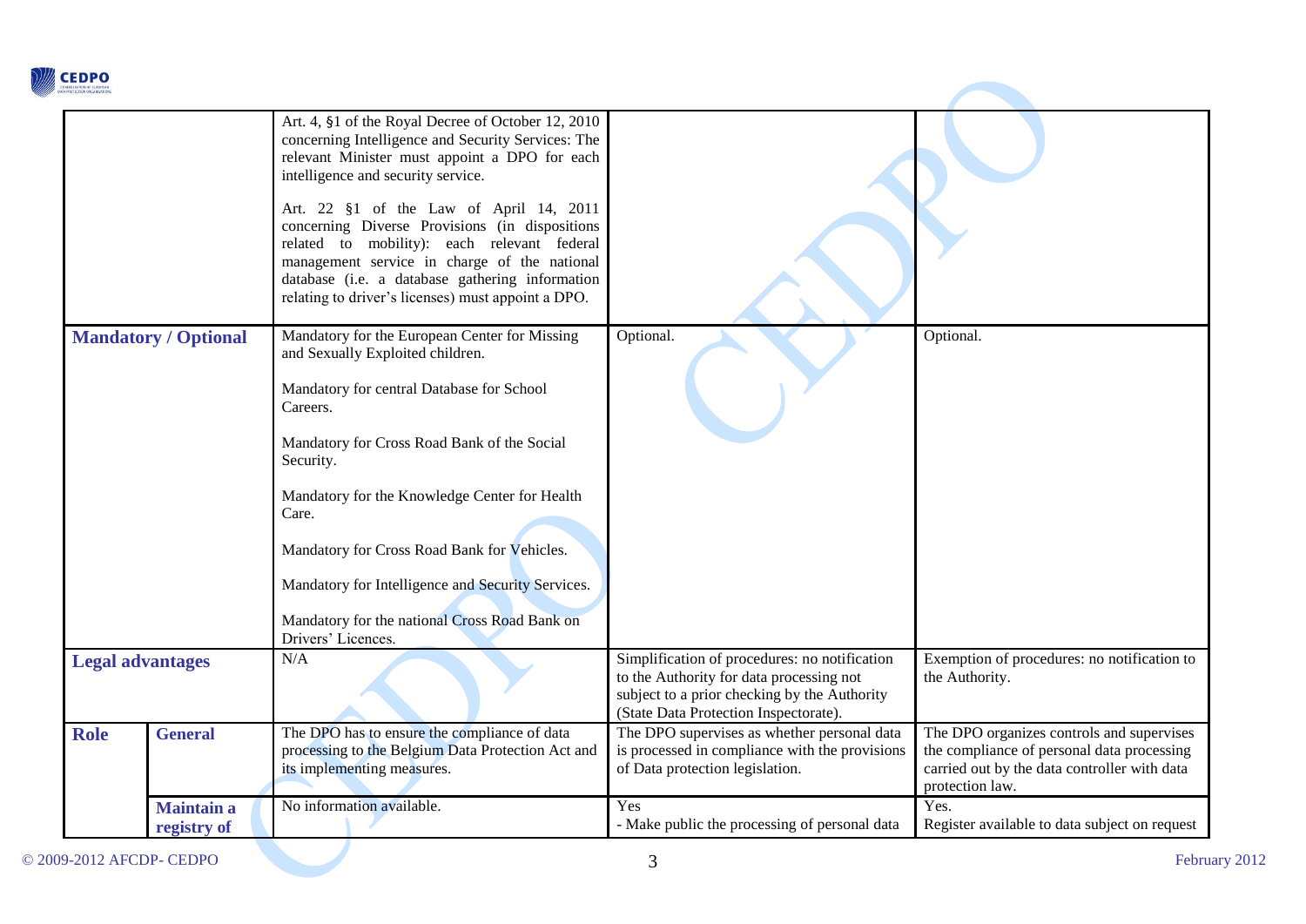| | | | | |
|---|---|---|---|---|
| | | Art. 4, §1 of the Royal Decree of October 12, 2010 concerning Intelligence and Security Services: The relevant Minister must appoint a DPO for each intelligence and security service.<br><br>Art. 22 §1 of the Law of April 14, 2011 concerning Diverse Provisions (in dispositions related to mobility): each relevant federal management service in charge of the national database (i.e. a database gathering information relating to driver's licenses) must appoint a DPO. | | |
| **Mandatory / Optional** | | Mandatory for the European Center for Missing and Sexually Exploited children.<br><br>Mandatory for central Database for School Careers.<br><br>Mandatory for Cross Road Bank of the Social Security.<br><br>Mandatory for the Knowledge Center for Health Care.<br><br>Mandatory for Cross Road Bank for Vehicles.<br><br>Mandatory for Intelligence and Security Services.<br><br>Mandatory for the national Cross Road Bank on Drivers' Licences. | Optional. | Optional. |
| **Legal advantages** | | N/A | Simplification of procedures: no notification to the Authority for data processing not subject to a prior checking by the Authority (State Data Protection Inspectorate). | Exemption of procedures: no notification to the Authority. |
| **Role** | **General** | The DPO has to ensure the compliance of data processing to the Belgium Data Protection Act and its implementing measures. | The DPO supervises as whether personal data is processed in compliance with the provisions of Data protection legislation. | The DPO organizes controls and supervises the compliance of personal data processing carried out by the data controller with data protection law. |
| | **Maintain a registry of** | No information available. | Yes<br>- Make public the processing of personal data | Yes.<br>Register available to data subject on request |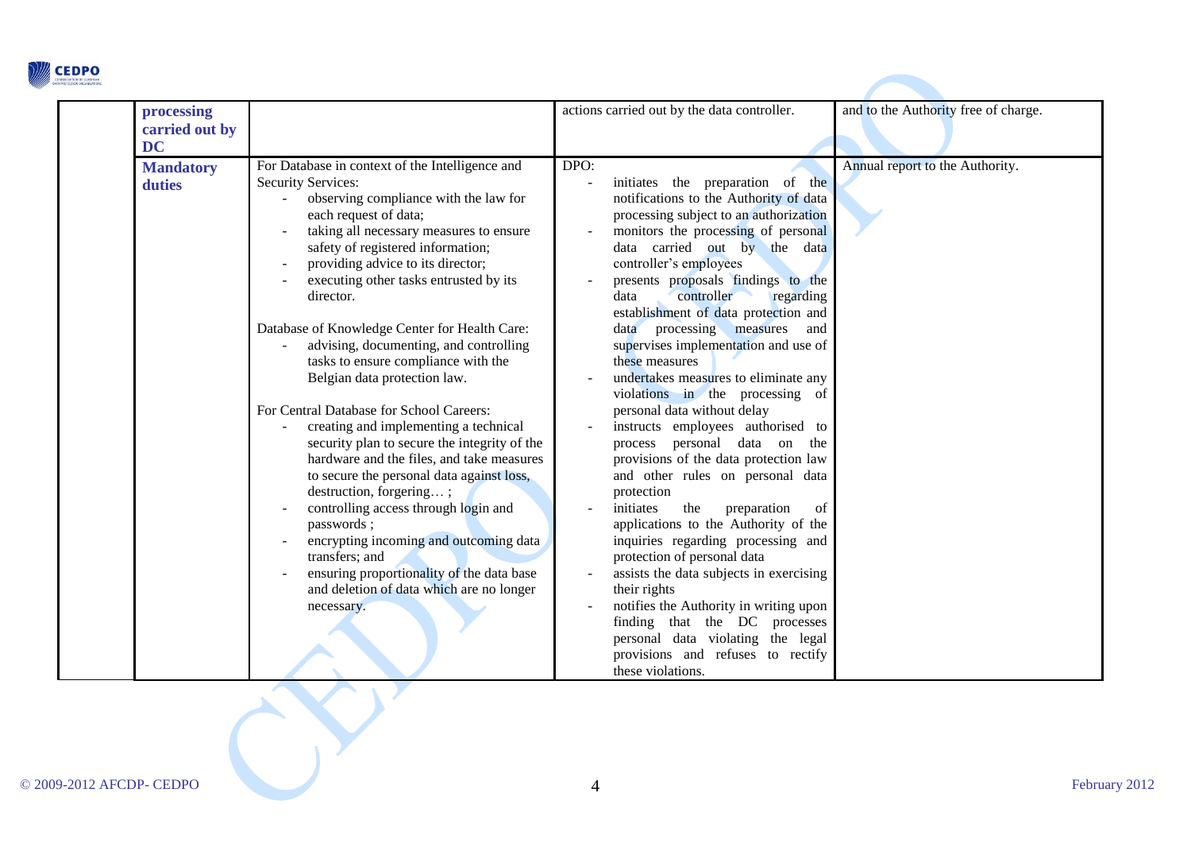| | | | | |
|---|---|---|---|---|
| | **processing carried out by DC** | | actions carried out by the data controller. | and to the Authority free of charge. |
| | **Mandatory duties** | For Database in context of the Intelligence and Security Services:<br>- observing compliance with the law for each request of data;<br>- taking all necessary measures to ensure safety of registered information;<br>- providing advice to its director;<br>- executing other tasks entrusted by its director.<br><br>Database of Knowledge Center for Health Care:<br>- advising, documenting, and controlling tasks to ensure compliance with the Belgian data protection law.<br><br>For Central Database for School Careers:<br>- creating and implementing a technical security plan to secure the integrity of the hardware and the files, and take measures to secure the personal data against loss, destruction, forgering… ;<br>- controlling access through login and passwords ;<br>- encrypting incoming and outcoming data transfers; and<br>- ensuring proportionality of the data base and deletion of data which are no longer necessary. | DPO:<br>- initiates the preparation of the notifications to the Authority of data processing subject to an authorization<br>- monitors the processing of personal data carried out by the data controller's employees<br>- presents proposals findings to the data controller regarding establishment of data protection and data processing measures and supervises implementation and use of these measures<br>- undertakes measures to eliminate any violations in the processing of personal data without delay<br>- instructs employees authorised to process personal data on the provisions of the data protection law and other rules on personal data protection<br>- initiates the preparation of applications to the Authority of the inquiries regarding processing and protection of personal data<br>- assists the data subjects in exercising their rights<br>- notifies the Authority in writing upon finding that the DC processes personal data violating the legal provisions and refuses to rectify these violations. | Annual report to the Authority. |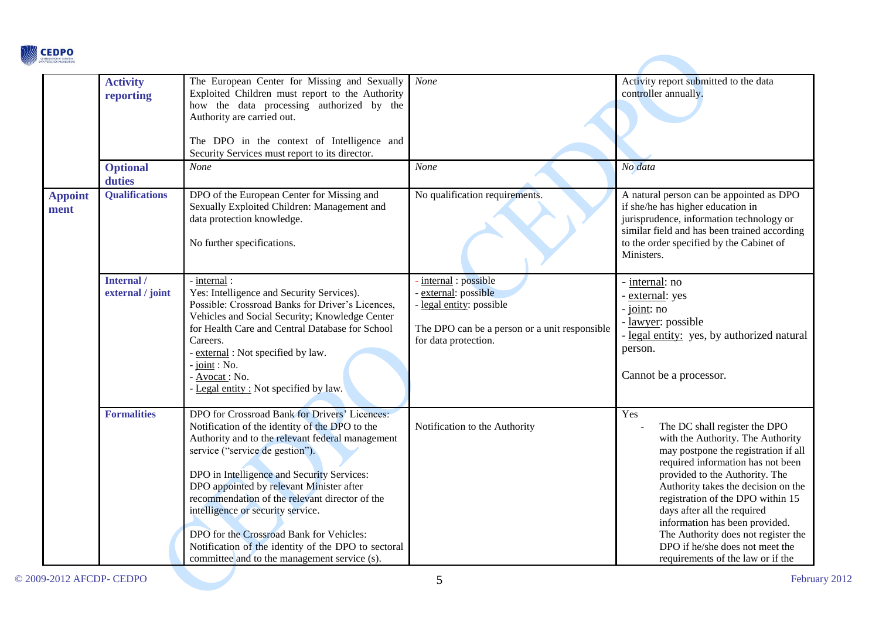| | | | | |
|---|---|---|---|---|
| | **Activity reporting** | The European Center for Missing and Sexually Exploited Children must report to the Authority how the data processing authorized by the Authority are carried out.<br><br>The DPO in the context of Intelligence and Security Services must report to its director. | *None* | Activity report submitted to the data controller annually. |
| | **Optional duties** | *None* | *None* | *No data* |
| **Appointment** | **Qualifications** | DPO of the European Center for Missing and Sexually Exploited Children: Management and data protection knowledge.<br><br>No further specifications. | No qualification requirements. | A natural person can be appointed as DPO if she/he has higher education in jurisprudence, information technology or similar field and has been trained according to the order specified by the Cabinet of Ministers. |
| | **Internal / external / joint** | - internal :<br>Yes: Intelligence and Security Services).<br>Possible: Crossroad Banks for Driver's Licences, Vehicles and Social Security; Knowledge Center for Health Care and Central Database for School Careers.<br>- external : Not specified by law.<br>- joint : No.<br>- Avocat : No.<br>- Legal entity : Not specified by law. | - internal : possible<br>- external: possible<br>- legal entity: possible<br><br>The DPO can be a person or a unit responsible for data protection. | - internal: no<br>- external: yes<br>- joint: no<br>- lawyer: possible<br>- legal entity: yes, by authorized natural person.<br><br>Cannot be a processor. |
| | **Formalities** | DPO for Crossroad Bank for Drivers' Licences: Notification of the identity of the DPO to the Authority and to the relevant federal management service ("service de gestion").<br><br>DPO in Intelligence and Security Services: DPO appointed by relevant Minister after recommendation of the relevant director of the intelligence or security service.<br><br>DPO for the Crossroad Bank for Vehicles: Notification of the identity of the DPO to sectoral committee and to the management service (s). | Notification to the Authority | Yes<br>- The DC shall register the DPO with the Authority. The Authority may postpone the registration if all required information has not been provided to the Authority. The Authority takes the decision on the registration of the DPO within 15 days after all the required information has been provided. The Authority does not register the DPO if he/she does not meet the requirements of the law or if the |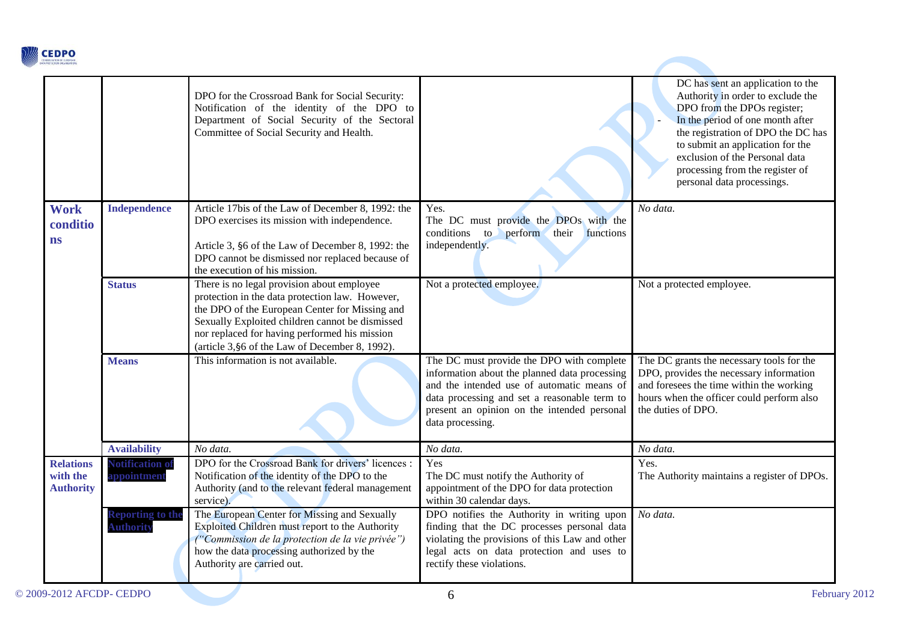| | | | | |
|---|---|---|---|---|
| | | DPO for the Crossroad Bank for Social Security: Notification of the identity of the DPO to Department of Social Security of the Sectoral Committee of Social Security and Health. | | DC has sent an application to the Authority in order to exclude the DPO from the DPOs register;<br>- In the period of one month after the registration of DPO the DC has to submit an application for the exclusion of the Personal data processing from the register of personal data processings. |
| **Work conditions** | **Independence** | Article 17bis of the Law of December 8, 1992: the DPO exercises its mission with independence.<br><br>Article 3, §6 of the Law of December 8, 1992: the DPO cannot be dismissed nor replaced because of the execution of his mission. | Yes.<br>The DC must provide the DPOs with the conditions to perform their functions independently. | *No data.* |
| | **Status** | There is no legal provision about employee protection in the data protection law. However, the DPO of the European Center for Missing and Sexually Exploited children cannot be dismissed nor replaced for having performed his mission (article 3,§6 of the Law of December 8, 1992). | Not a protected employee. | Not a protected employee. |
| | **Means** | This information is not available. | The DC must provide the DPO with complete information about the planned data processing and the intended use of automatic means of data processing and set a reasonable term to present an opinion on the intended personal data processing. | The DC grants the necessary tools for the DPO, provides the necessary information and foresees the time within the working hours when the officer could perform also the duties of DPO. |
| | **Availability** | *No data.* | *No data.* | *No data.* |
| **Relations with the Authority** | **Notification of appointment** | DPO for the Crossroad Bank for drivers' licences : Notification of the identity of the DPO to the Authority (and to the relevant federal management service). | Yes<br>The DC must notify the Authority of appointment of the DPO for data protection within 30 calendar days. | Yes.<br>The Authority maintains a register of DPOs. |
| | **Reporting to the Authority** | The European Center for Missing and Sexually Exploited Children must report to the Authority *("Commission de la protection de la vie privée")* how the data processing authorized by the Authority are carried out. | DPO notifies the Authority in writing upon finding that the DC processes personal data violating the provisions of this Law and other legal acts on data protection and uses to rectify these violations. | *No data.* |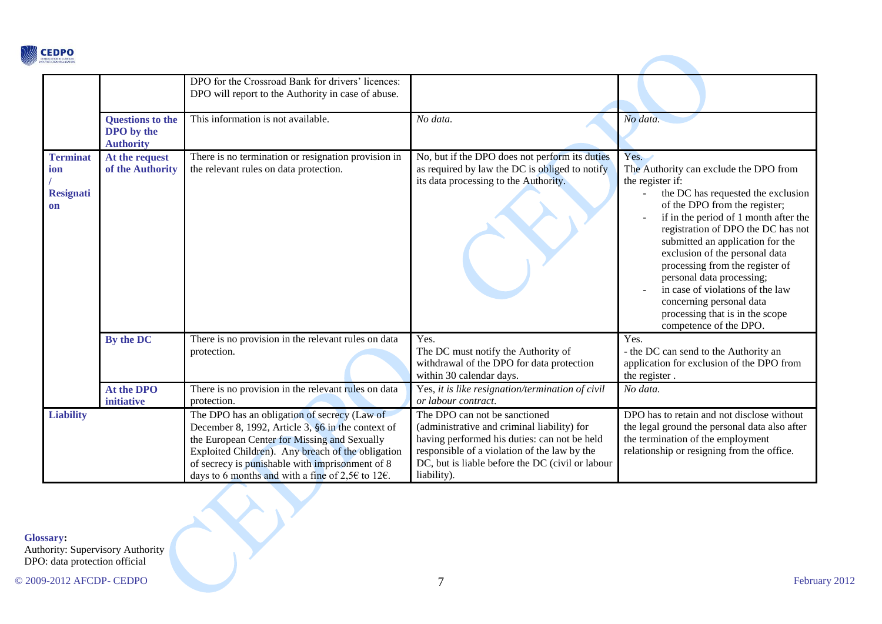| | | | | |
|---|---|---|---|---|
| | | DPO for the Crossroad Bank for drivers' licences: DPO will report to the Authority in case of abuse. | | |
| | **Questions to the DPO by the Authority** | This information is not available. | *No data.* | *No data.* |
| **Termination / Resignation** | **At the request of the Authority** | There is no termination or resignation provision in the relevant rules on data protection. | No, but if the DPO does not perform its duties as required by law the DC is obliged to notify its data processing to the Authority. | Yes.<br>The Authority can exclude the DPO from the register if:<br>- the DC has requested the exclusion of the DPO from the register;<br>- if in the period of 1 month after the registration of DPO the DC has not submitted an application for the exclusion of the personal data processing from the register of personal data processing;<br>- in case of violations of the law concerning personal data processing that is in the scope competence of the DPO. |
| | **By the DC** | There is no provision in the relevant rules on data protection. | Yes.<br>The DC must notify the Authority of withdrawal of the DPO for data protection within 30 calendar days. | Yes.<br>- the DC can send to the Authority an application for exclusion of the DPO from the register . |
| | **At the DPO initiative** | There is no provision in the relevant rules on data protection. | Yes, *it is like resignation/termination of civil or labour contract*. | *No data.* |
| **Liability** | | The DPO has an obligation of secrecy (Law of December 8, 1992, Article 3, §6 in the context of the European Center for Missing and Sexually Exploited Children). Any breach of the obligation of secrecy is punishable with imprisonment of 8 days to 6 months and with a fine of 2,5€ to 12€. | The DPO can not be sanctioned (administrative and criminal liability) for having performed his duties: can not be held responsible of a violation of the law by the DC, but is liable before the DC (civil or labour liability). | DPO has to retain and not disclose without the legal ground the personal data also after the termination of the employment relationship or resigning from the office. |

**Glossary:**
Authority: Supervisory Authority
DPO: data protection official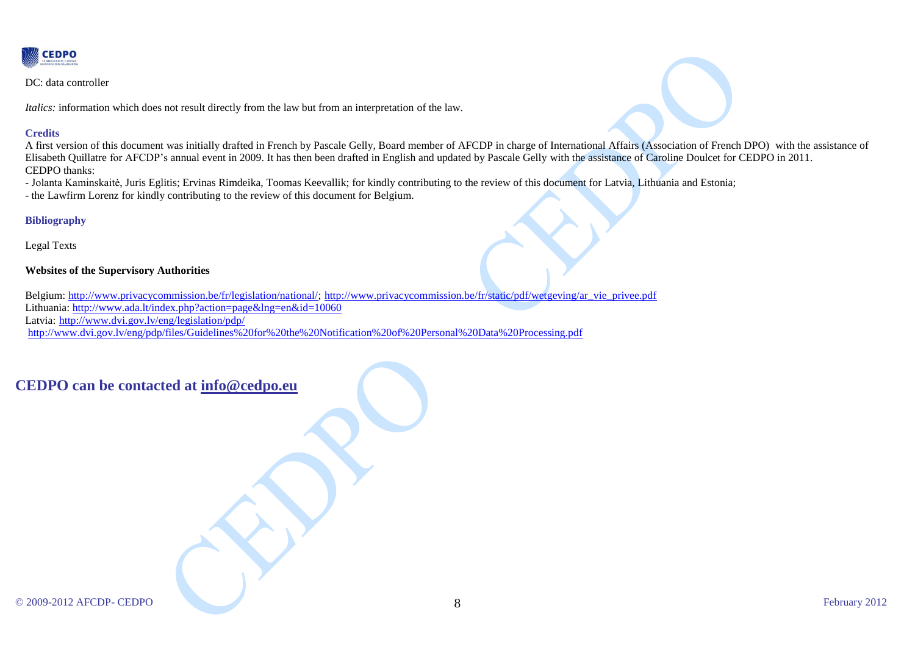DC: data controller

*Italics:* information which does not result directly from the law but from an interpretation of the law.

**Credits**

A first version of this document was initially drafted in French by Pascale Gelly, Board member of AFCDP in charge of International Affairs (Association of French DPO) with the assistance of Elisabeth Quillatre for AFCDP's annual event in 2009. It has then been drafted in English and updated by Pascale Gelly with the assistance of Caroline Doulcet for CEDPO in 2011.
CEDPO thanks:

- Jolanta Kaminskaitė, Juris Eglitis; Ervinas Rimdeika, Toomas Keevallik; for kindly contributing to the review of this document for Latvia, Lithuania and Estonia;
- the Lawfirm Lorenz for kindly contributing to the review of this document for Belgium.

**Bibliography**

Legal Texts

**Websites of the Supervisory Authorities**

Belgium: http://www.privacycommission.be/fr/legislation/national/; http://www.privacycommission.be/fr/static/pdf/wetgeving/ar_vie_privee.pdf
Lithuania: http://www.ada.lt/index.php?action=page&lng=en&id=10060
Latvia: http://www.dvi.gov.lv/eng/legislation/pdp/
http://www.dvi.gov.lv/eng/pdp/files/Guidelines%20for%20the%20Notification%20of%20Personal%20Data%20Processing.pdf

## CEDPO can be contacted at info@cedpo.eu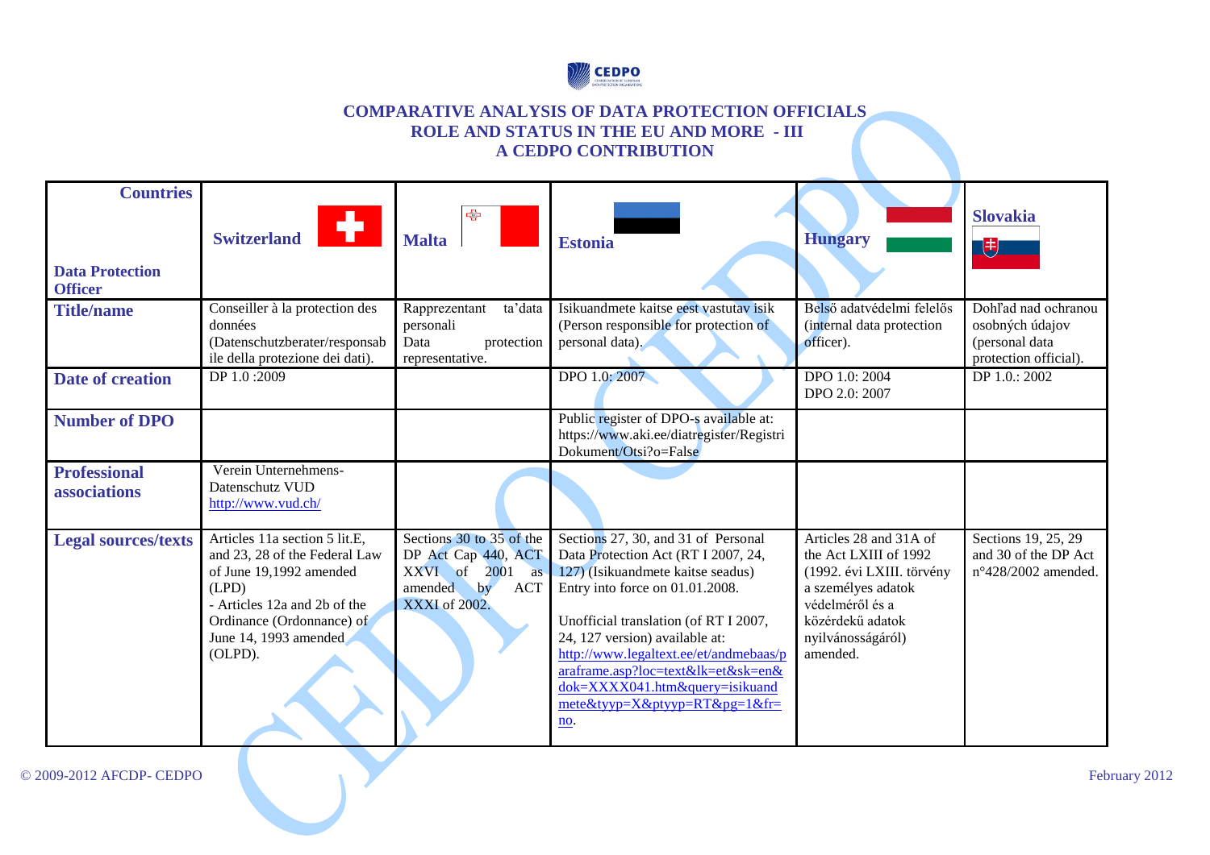**COMPARATIVE ANALYSIS OF DATA PROTECTION OFFICIALS ROLE AND STATUS IN THE EU AND MORE - III A CEDPO CONTRIBUTION**

| **Countries** / **Data Protection Officer** | **Switzerland** | **Malta** | **Estonia** | **Hungary** | **Slovakia** |
|---|---|---|---|---|---|
| **Title/name** | Conseiller à la protection des données (Datenschutzberater/responsabile della protezione dei dati). | Rapprezentant ta'data personali Data protection representative. | Isikuandmete kaitse eest vastutav isik (Person responsible for protection of personal data). | Belső adatvédelmi felelős (internal data protection officer). | Dohľad nad ochranou osobných údajov (personal data protection official). |
| **Date of creation** | DP 1.0 :2009 | | DPO 1.0: 2007 | DPO 1.0: 2004<br>DPO 2.0: 2007 | DP 1.0.: 2002 |
| **Number of DPO** | | | Public register of DPO-s available at: https://www.aki.ee/diatregister/RegistriDokument/Otsi?o=False | | |
| **Professional associations** | Verein Unternehmens-Datenschutz VUD<br>http://www.vud.ch/ | | | | |
| **Legal sources/texts** | Articles 11a section 5 lit.E, and 23, 28 of the Federal Law of June 19,1992 amended (LPD)<br>- Articles 12a and 2b of the Ordinance (Ordonnance) of June 14, 1993 amended (OLPD). | Sections 30 to 35 of the DP Act Cap 440, ACT XXVI of 2001 as amended by ACT XXXI of 2002. | Sections 27, 30, and 31 of Personal Data Protection Act (RT I 2007, 24, 127) (Isikuandmete kaitse seadus) Entry into force on 01.01.2008.<br><br>Unofficial translation (of RT I 2007, 24, 127 version) available at: http://www.legaltext.ee/et/andmebaas/paraframe.asp?loc=text&lk=et&sk=en&dok=XXXX041.htm&query=isikuandmete&tyyp=X&ptyyp=RT&pg=1&fr=no. | Articles 28 and 31A of the Act LXIII of 1992 (1992. évi LXIII. törvény a személyes adatok védelméről és a közérdekű adatok nyilvánosságáról) amended. | Sections 19, 25, 29 and 30 of the DP Act n°428/2002 amended. |

© 2009-2012 AFCDP- CEDPO

February 2012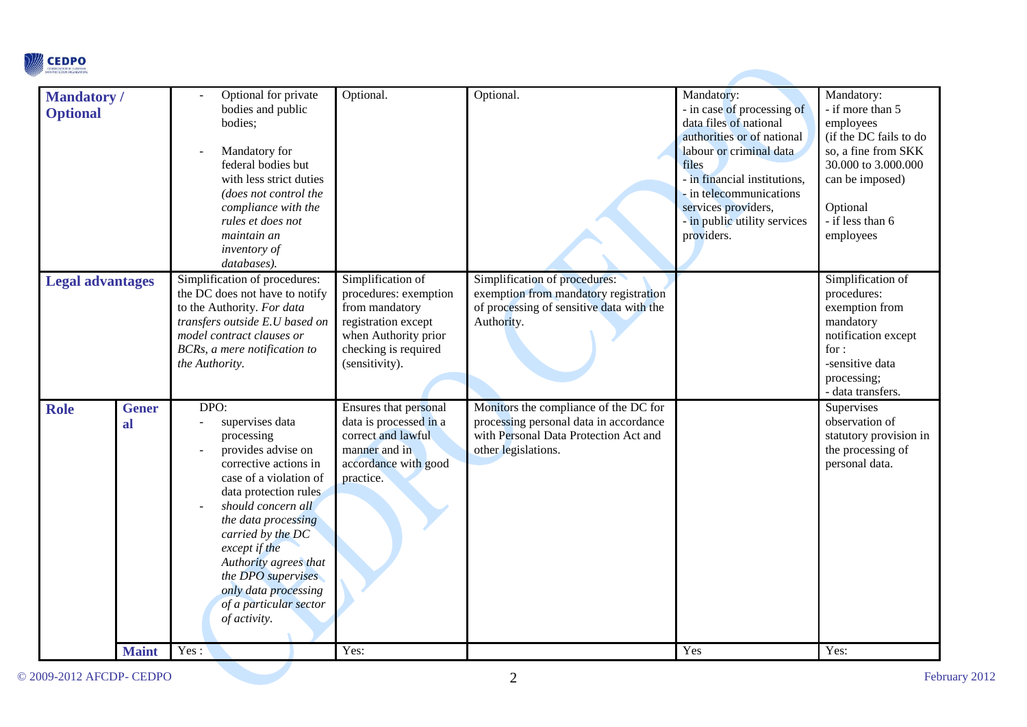| | | | | | | |
|---|---|---|---|---|---|---|
| **Mandatory / Optional** | | - Optional for private bodies and public bodies;<br><br>- Mandatory for federal bodies but with less strict duties *(does not control the compliance with the rules et does not maintain an inventory of databases).* | Optional. | Optional. | Mandatory:<br>- in case of processing of data files of national authorities or of national labour or criminal data files<br>- in financial institutions,<br>- in telecommunications services providers,<br>- in public utility services providers. | Mandatory:<br>- if more than 5 employees<br>(if the DC fails to do so, a fine from SKK 30.000 to 3.000.000 can be imposed)<br><br>Optional<br>- if less than 6 employees |
| **Legal advantages** | | Simplification of procedures: the DC does not have to notify to the Authority. *For data transfers outside E.U based on model contract clauses or BCRs, a mere notification to the Authority.* | Simplification of procedures: exemption from mandatory registration except when Authority prior checking is required (sensitivity). | Simplification of procedures: exemption from mandatory registration of processing of sensitive data with the Authority. | | Simplification of procedures: exemption from mandatory notification except for :<br>-sensitive data processing;<br>- data transfers. |
| **Role** | **General** | DPO:<br>- supervises data processing<br>- provides advise on corrective actions in case of a violation of data protection rules<br>- *should concern all the data processing carried by the DC except if the Authority agrees that the DPO supervises only data processing of a particular sector of activity.* | Ensures that personal data is processed in a correct and lawful manner and in accordance with good practice. | Monitors the compliance of the DC for processing personal data in accordance with Personal Data Protection Act and other legislations. | | Supervises observation of statutory provision in the processing of personal data. |
| | **Maint** | Yes : | Yes: | | Yes | Yes: |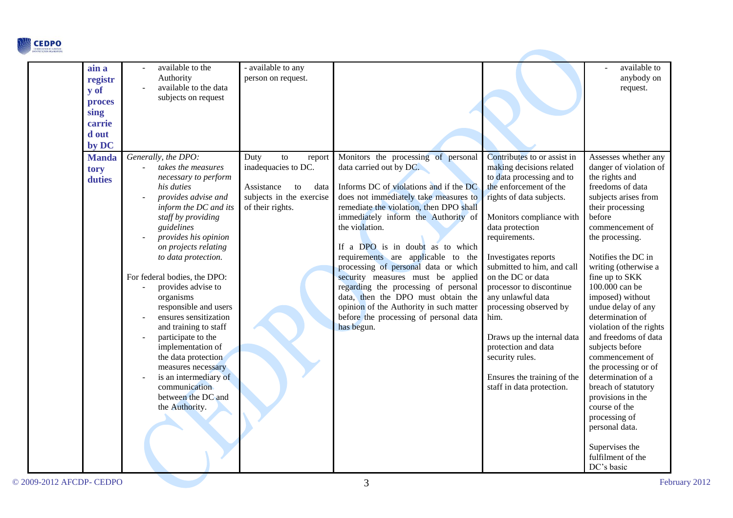| | | | | | | |
|---|---|---|---|---|---|---|
| | ain a registry of processing carried out by DC | - available to the Authority<br>- available to the data subjects on request | - available to any person on request. | | | - available to anybody on request. |
| | Mandatory duties | *Generally, the DPO:*<br>- *takes the measures necessary to perform his duties*<br>- *provides advise and inform the DC and its staff by providing guidelines*<br>- *provides his opinion on projects relating to data protection.*<br><br>For federal bodies, the DPO:<br>- provides advise to organisms responsible and users<br>- ensures sensitization and training to staff<br>- participate to the implementation of the data protection measures necessary<br>- is an intermediary of communication between the DC and the Authority. | Duty to report inadequacies to DC.<br><br>Assistance to data subjects in the exercise of their rights. | Monitors the processing of personal data carried out by DC.<br><br>Informs DC of violations and if the DC does not immediately take measures to remediate the violation, then DPO shall immediately inform the Authority of the violation.<br><br>If a DPO is in doubt as to which requirements are applicable to the processing of personal data or which security measures must be applied regarding the processing of personal data, then the DPO must obtain the opinion of the Authority in such matter before the processing of personal data has begun. | Contributes to or assist in making decisions related to data processing and to the enforcement of the rights of data subjects.<br><br>Monitors compliance with data protection requirements.<br><br>Investigates reports submitted to him, and call on the DC or data processor to discontinue any unlawful data processing observed by him.<br><br>Draws up the internal data protection and data security rules.<br><br>Ensures the training of the staff in data protection. | Assesses whether any danger of violation of the rights and freedoms of data subjects arises from their processing before commencement of the processing.<br><br>Notifies the DC in writing (otherwise a fine up to SKK 100.000 can be imposed) without undue delay of any determination of violation of the rights and freedoms of data subjects before commencement of the processing or of determination of a breach of statutory provisions in the course of the processing of personal data.<br><br>Supervises the fulfilment of the DC's basic |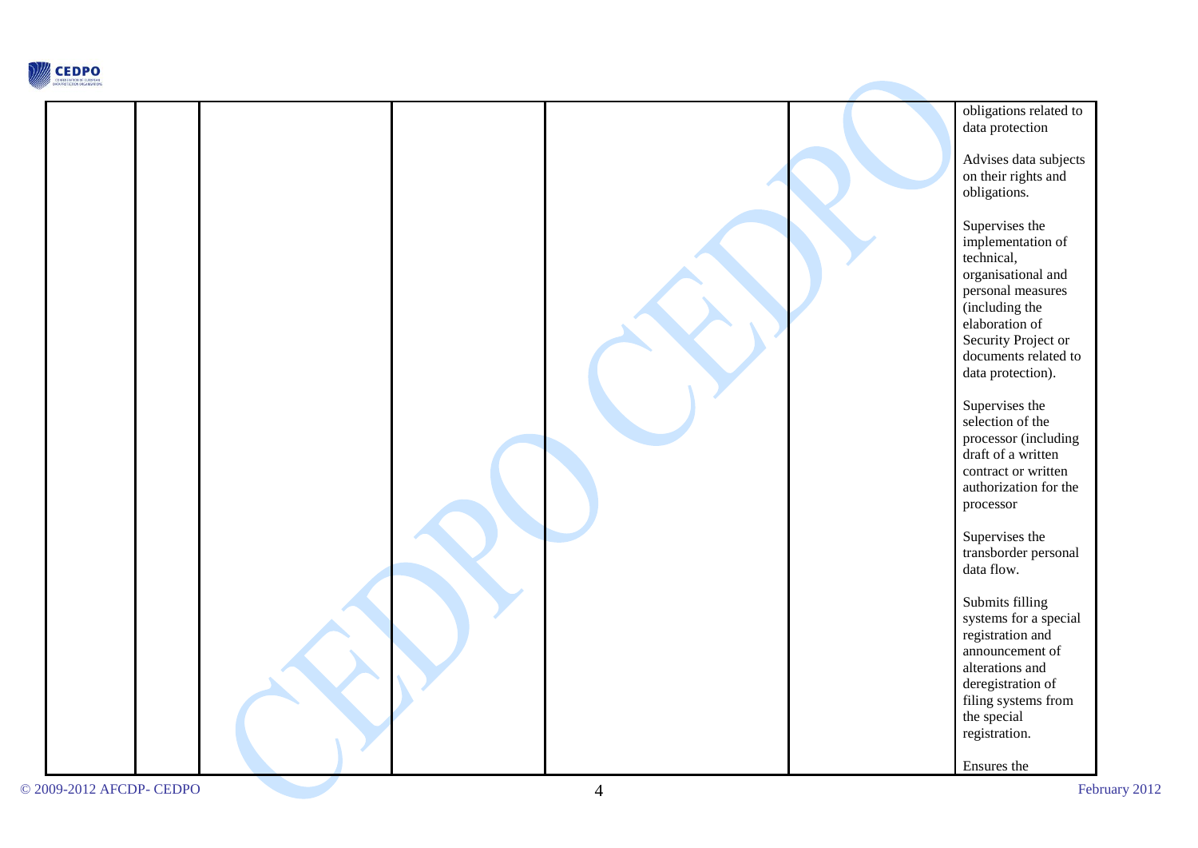|  |  |  |  |  |  | obligations related to data protection<br><br>Advises data subjects on their rights and obligations.<br><br>Supervises the implementation of technical, organisational and personal measures (including the elaboration of Security Project or documents related to data protection).<br><br>Supervises the selection of the processor (including draft of a written contract or written authorization for the processor<br><br>Supervises the transborder personal data flow.<br><br>Submits filling systems for a special registration and announcement of alterations and deregistration of filing systems from the special registration.<br><br>Ensures the |
|---|---|---|---|---|---|---|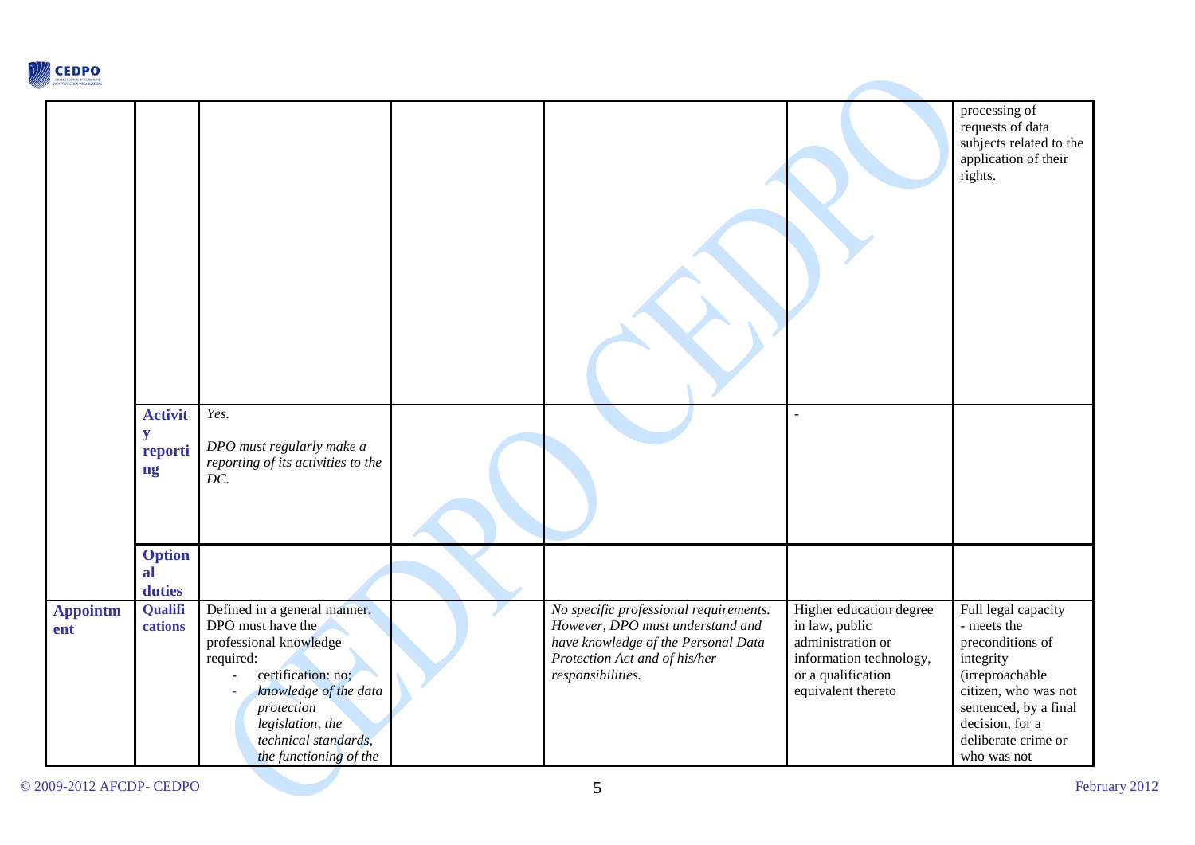| | | | | | | |
|---|---|---|---|---|---|---|
| | | | | | | processing of requests of data subjects related to the application of their rights. |
| | **Activity reporting** | *Yes.*<br><br>*DPO must regularly make a reporting of its activities to the DC.* | | | - | |
| | **Optional duties** | | | | | |
| **Appointment** | **Qualifications** | Defined in a general manner. DPO must have the professional knowledge required:<br>- certification: no;<br>- *knowledge of the data protection legislation, the technical standards, the functioning of the* | | *No specific professional requirements. However, DPO must understand and have knowledge of the Personal Data Protection Act and of his/her responsibilities.* | Higher education degree in law, public administration or information technology, or a qualification equivalent thereto | Full legal capacity<br>- meets the preconditions of integrity (irreproachable citizen, who was not sentenced, by a final decision, for a deliberate crime or who was not |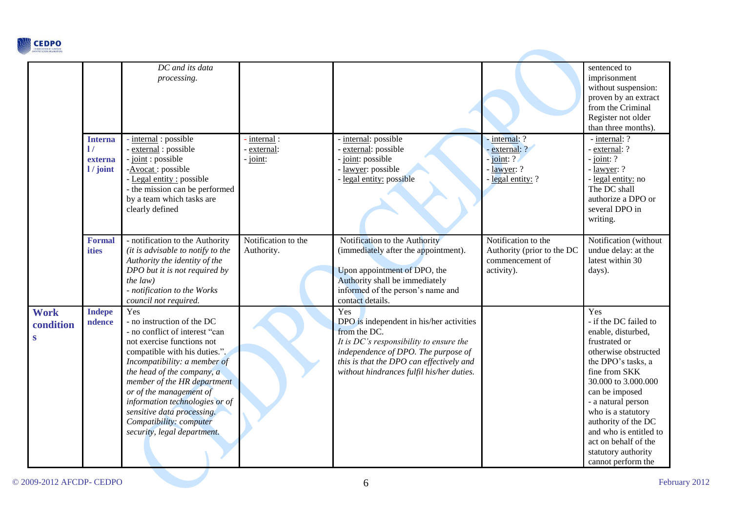| | | | | | | |
|---|---|---|---|---|---|---|
| | | *DC and its data processing.* | | | | sentenced to imprisonment without suspension: proven by an extract from the Criminal Register not older than three months). |
| | **Internal / external / joint** | - internal : possible<br>- external : possible<br>- joint : possible<br>-Avocat : possible<br>- Legal entity : possible<br>- the mission can be performed by a team which tasks are clearly defined | - internal :<br>- external:<br>- joint: | - internal: possible<br>- external: possible<br>- joint: possible<br>- lawyer: possible<br>- legal entity: possible | - internal: ?<br>- external: ?<br>- joint: ?<br>- lawyer: ?<br>- legal entity: ? | - internal: ?<br>- external: ?<br>- joint: ?<br>- lawyer: ?<br>- legal entity: no<br>The DC shall authorize a DPO or several DPO in writing. |
| | **Formalities** | - notification to the Authority *(it is advisable to notify to the Authority the identity of the DPO but it is not required by the law)*<br>*- notification to the Works council not required.* | Notification to the Authority. | Notification to the Authority (immediately after the appointment).<br><br>Upon appointment of DPO, the Authority shall be immediately informed of the person's name and contact details. | Notification to the Authority (prior to the DC commencement of activity). | Notification (without undue delay: at the latest within 30 days). |
| **Work conditions** | **Independence** | Yes<br>- no instruction of the DC<br>- no conflict of interest "can not exercise functions not compatible with his duties.".<br>*Incompatibility: a member of the head of the company, a member of the HR department or of the management of information technologies or of sensitive data processing.*<br>*Compatibility: computer security, legal department.* | | Yes<br>DPO is independent in his/her activities from the DC.<br>*It is DC's responsibility to ensure the independence of DPO. The purpose of this is that the DPO can effectively and without hindrances fulfil his/her duties.* | | Yes<br>- if the DC failed to enable, disturbed, frustrated or otherwise obstructed the DPO's tasks, a fine from SKK 30.000 to 3.000.000 can be imposed<br>- a natural person who is a statutory authority of the DC and who is entitled to act on behalf of the statutory authority cannot perform the |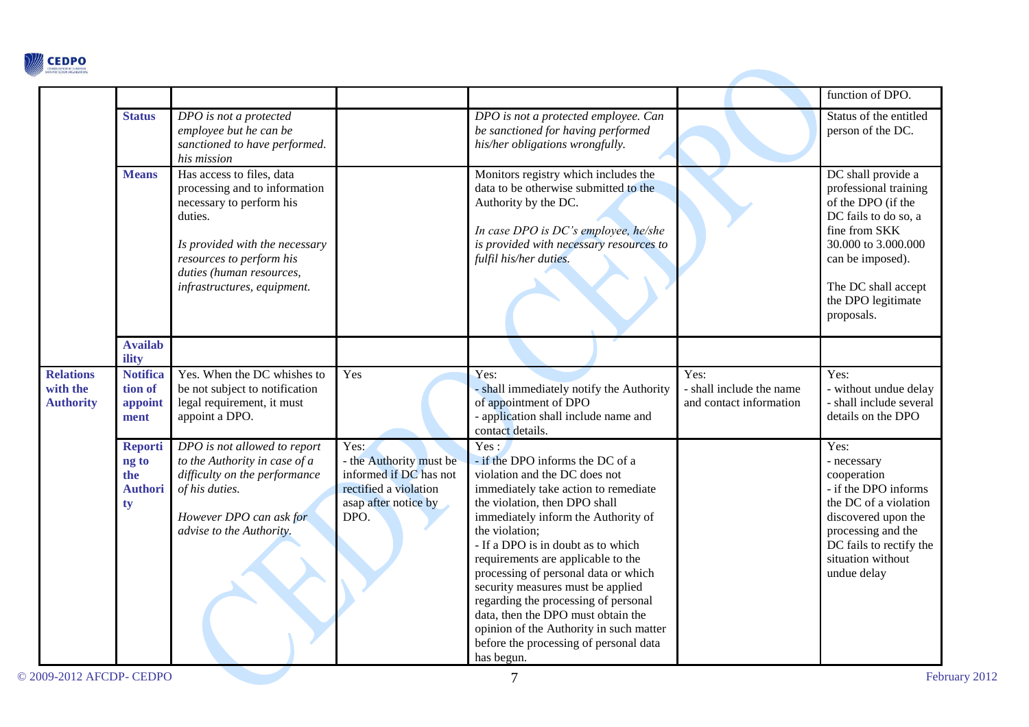| | | | | | | |
|---|---|---|---|---|---|---|
| | | | | | | function of DPO. |
| | **Status** | *DPO is not a protected employee but he can be sanctioned to have performed. his mission* | | *DPO is not a protected employee. Can be sanctioned for having performed his/her obligations wrongfully.* | | Status of the entitled person of the DC. |
| | **Means** | Has access to files, data processing and to information necessary to perform his duties.<br><br>*Is provided with the necessary resources to perform his duties (human resources, infrastructures, equipment.* | | Monitors registry which includes the data to be otherwise submitted to the Authority by the DC.<br><br>*In case DPO is DC's employee, he/she is provided with necessary resources to fulfil his/her duties.* | | DC shall provide a professional training of the DPO (if the DC fails to do so, a fine from SKK 30.000 to 3.000.000 can be imposed).<br><br>The DC shall accept the DPO legitimate proposals. |
| | **Availability** | | | | | |
| **Relations with the Authority** | **Notification of appointment** | Yes. When the DC whishes to be not subject to notification legal requirement, it must appoint a DPO. | Yes | Yes:<br>- shall immediately notify the Authority of appointment of DPO<br>- application shall include name and contact details. | Yes:<br>- shall include the name and contact information | Yes:<br>- without undue delay<br>- shall include several details on the DPO |
| | **Reporting to the Authority** | *DPO is not allowed to report to the Authority in case of a difficulty on the performance of his duties.*<br><br>*However DPO can ask for advise to the Authority.* | Yes:<br>- the Authority must be informed if DC has not rectified a violation asap after notice by DPO. | Yes :<br>- if the DPO informs the DC of a violation and the DC does not immediately take action to remediate the violation, then DPO shall immediately inform the Authority of the violation;<br>- If a DPO is in doubt as to which requirements are applicable to the processing of personal data or which security measures must be applied regarding the processing of personal data, then the DPO must obtain the opinion of the Authority in such matter before the processing of personal data has begun. | | Yes:<br>- necessary cooperation<br>- if the DPO informs the DC of a violation discovered upon the processing and the DC fails to rectify the situation without undue delay |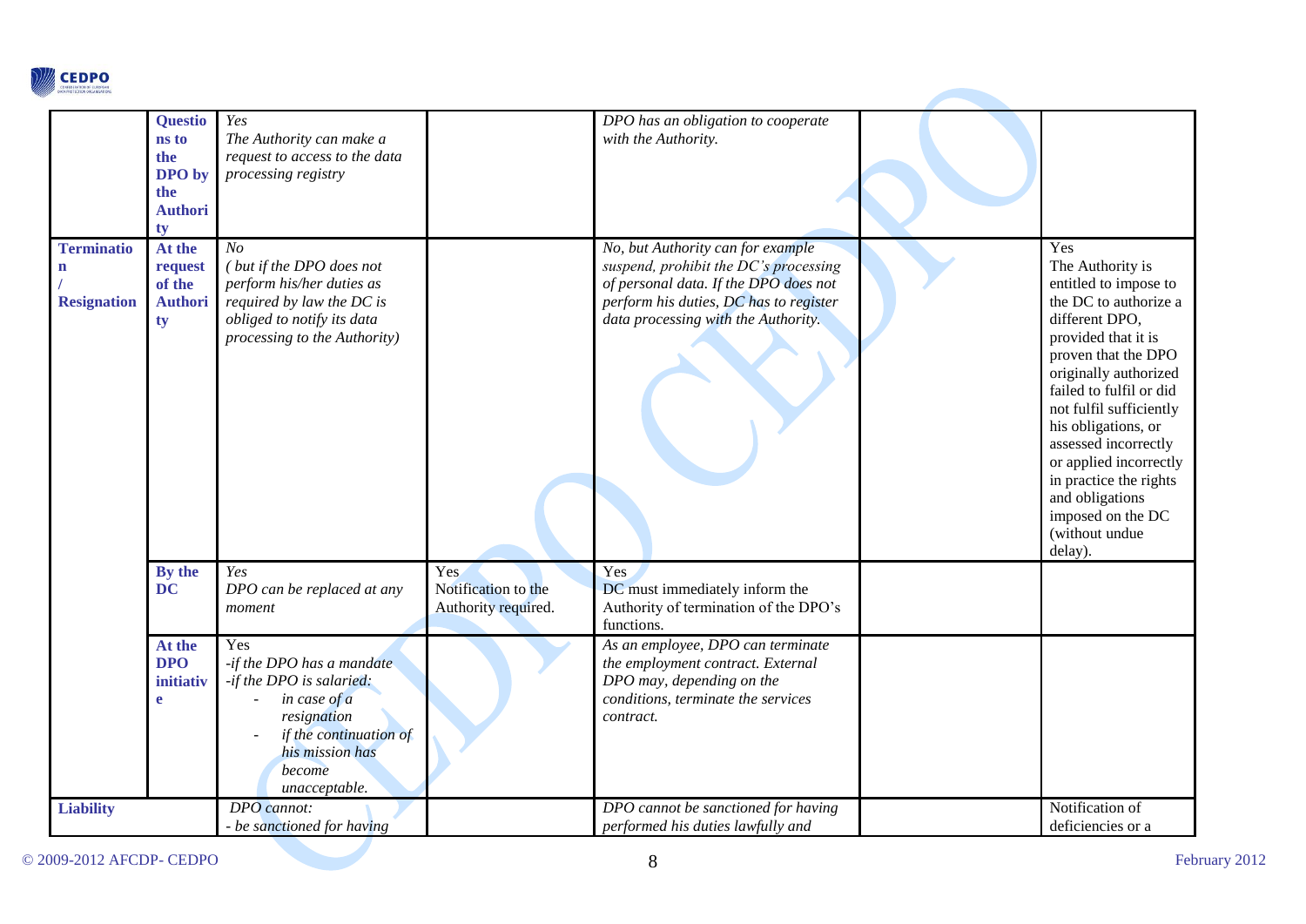| | | | | | | |
|---|---|---|---|---|---|---|
| | **Questions to the DPO by the Authority** | *Yes*<br>*The Authority can make a request to access to the data processing registry* | | *DPO has an obligation to cooperate with the Authority.* | | |
| **Termination / Resignation** | **At the request of the Authority** | *No*<br>*( but if the DPO does not perform his/her duties as required by law the DC is obliged to notify its data processing to the Authority)* | | *No, but Authority can for example suspend, prohibit the DC's processing of personal data. If the DPO does not perform his duties, DC has to register data processing with the Authority.* | | Yes<br>The Authority is entitled to impose to the DC to authorize a different DPO, provided that it is proven that the DPO originally authorized failed to fulfil or did not fulfil sufficiently his obligations, or assessed incorrectly or applied incorrectly in practice the rights and obligations imposed on the DC (without undue delay). |
| | **By the DC** | *Yes*<br>*DPO can be replaced at any moment* | Yes<br>Notification to the Authority required. | Yes<br>DC must immediately inform the Authority of termination of the DPO's functions. | | |
| | **At the DPO initiative** | Yes<br>*-if the DPO has a mandate*<br>*-if the DPO is salaried:*<br>- *in case of a resignation*<br>- *if the continuation of his mission has become unacceptable.* | | *As an employee, DPO can terminate the employment contract. External DPO may, depending on the conditions, terminate the services contract.* | | |
| **Liability** | | *DPO cannot:*<br>*- be sanctioned for having* | | *DPO cannot be sanctioned for having performed his duties lawfully and* | | Notification of deficiencies or a |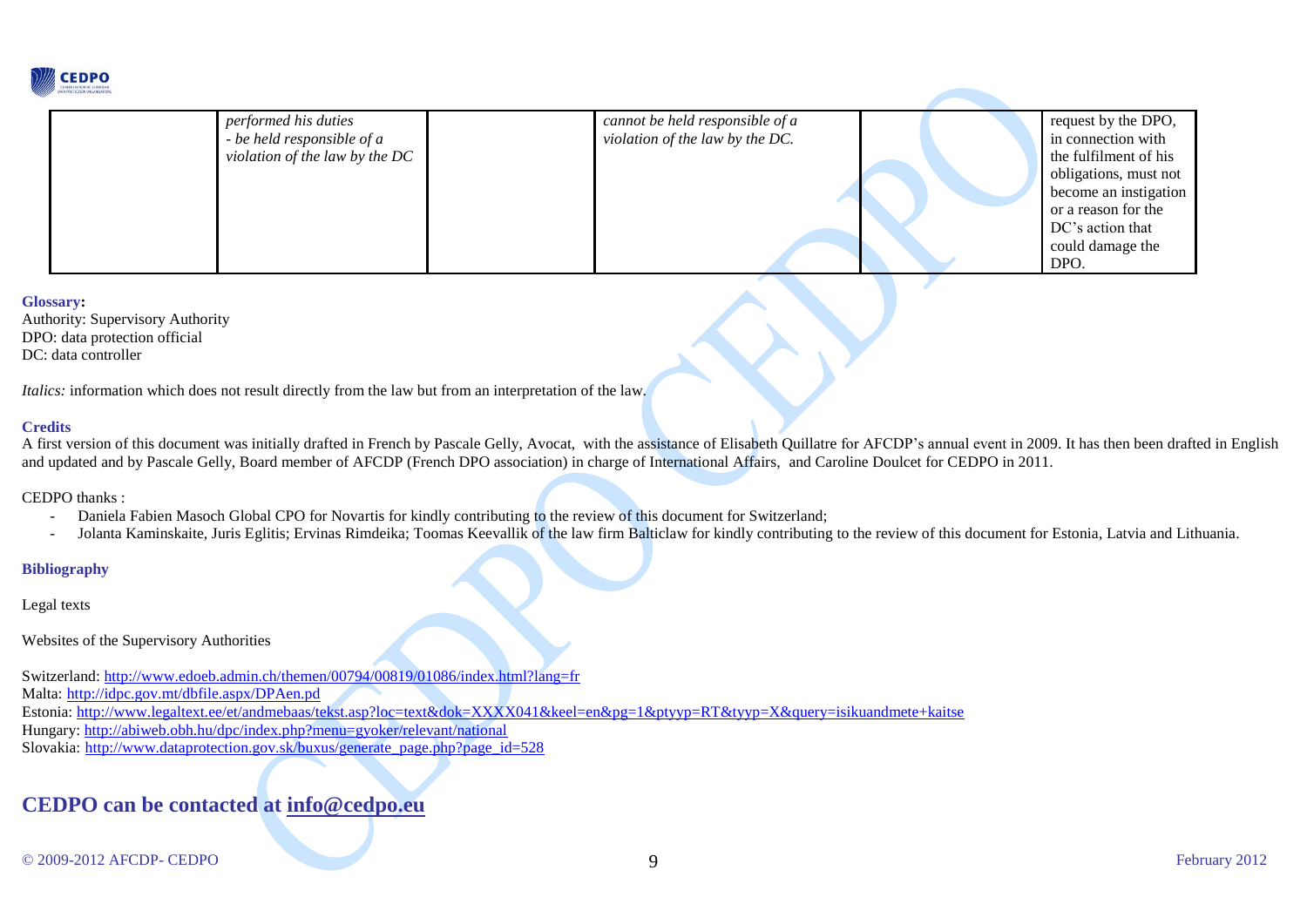|  | *performed his duties*<br>*- be held responsible of a violation of the law by the DC* |  | *cannot be held responsible of a violation of the law by the DC.* |  | request by the DPO, in connection with the fulfilment of his obligations, must not become an instigation or a reason for the DC's action that could damage the DPO. |
|---|---|---|---|---|---|

**Glossary:**
Authority: Supervisory Authority
DPO: data protection official
DC: data controller

*Italics:* information which does not result directly from the law but from an interpretation of the law.

**Credits**

A first version of this document was initially drafted in French by Pascale Gelly, Avocat, with the assistance of Elisabeth Quillatre for AFCDP's annual event in 2009. It has then been drafted in English and updated and by Pascale Gelly, Board member of AFCDP (French DPO association) in charge of International Affairs, and Caroline Doulcet for CEDPO in 2011.

CEDPO thanks :

- Daniela Fabien Masoch Global CPO for Novartis for kindly contributing to the review of this document for Switzerland;
- Jolanta Kaminskaite, Juris Eglitis; Ervinas Rimdeika; Toomas Keevallik of the law firm Balticlaw for kindly contributing to the review of this document for Estonia, Latvia and Lithuania.

**Bibliography**

Legal texts

Websites of the Supervisory Authorities

Switzerland: http://www.edoeb.admin.ch/themen/00794/00819/01086/index.html?lang=fr
Malta: http://idpc.gov.mt/dbfile.aspx/DPAen.pd
Estonia: http://www.legaltext.ee/et/andmebaas/tekst.asp?loc=text&dok=XXXX041&keel=en&pg=1&ptyyp=RT&tyyp=X&query=isikuandmete+kaitse
Hungary: http://abiweb.obh.hu/dpc/index.php?menu=gyoker/relevant/national
Slovakia: http://www.dataprotection.gov.sk/buxus/generate_page.php?page_id=528

## CEDPO can be contacted at info@cedpo.eu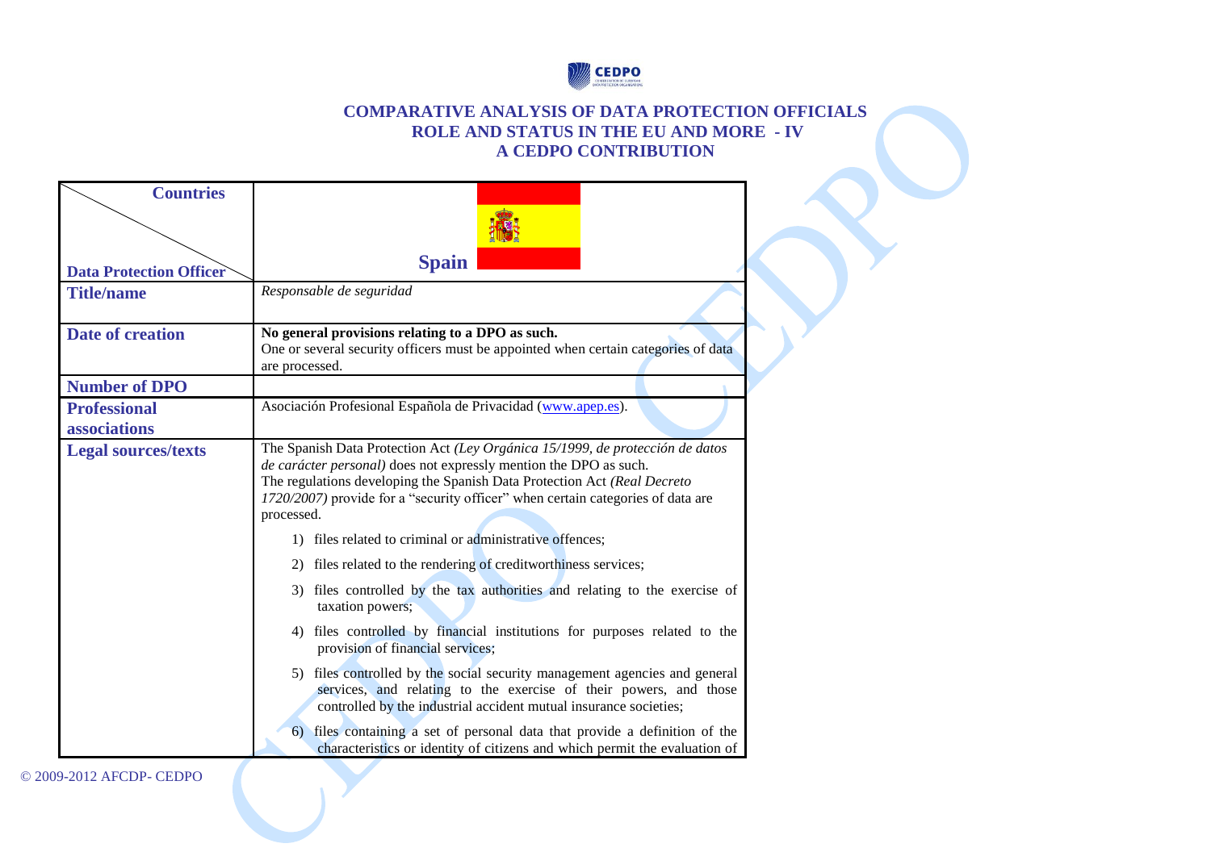# COMPARATIVE ANALYSIS OF DATA PROTECTION OFFICIALS ROLE AND STATUS IN THE EU AND MORE - IV
## A CEDPO CONTRIBUTION

| Countries / Data Protection Officer | Spain |
|---|---|
| **Title/name** | *Responsable de seguridad* |
| **Date of creation** | **No general provisions relating to a DPO as such.**<br>One or several security officers must be appointed when certain categories of data are processed. |
| **Number of DPO** | |
| **Professional associations** | Asociación Profesional Española de Privacidad (www.apep.es). |
| **Legal sources/texts** | The Spanish Data Protection Act *(Ley Orgánica 15/1999, de protección de datos de carácter personal)* does not expressly mention the DPO as such.<br>The regulations developing the Spanish Data Protection Act *(Real Decreto 1720/2007)* provide for a "security officer" when certain categories of data are processed.<br>1) files related to criminal or administrative offences;<br>2) files related to the rendering of creditworthiness services;<br>3) files controlled by the tax authorities and relating to the exercise of taxation powers;<br>4) files controlled by financial institutions for purposes related to the provision of financial services;<br>5) files controlled by the social security management agencies and general services, and relating to the exercise of their powers, and those controlled by the industrial accident mutual insurance societies;<br>6) files containing a set of personal data that provide a definition of the characteristics or identity of citizens and which permit the evaluation of |

© 2009-2012 AFCDP- CEDPO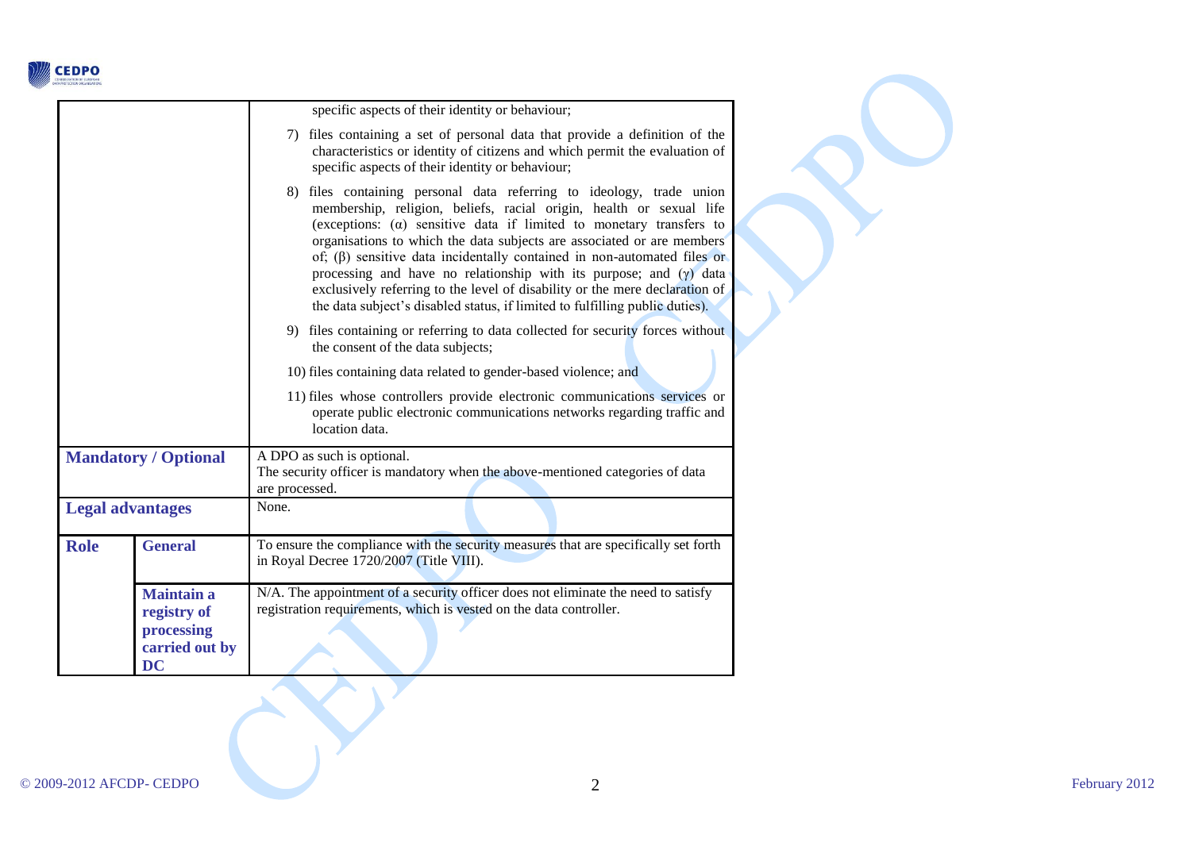| | | |
|---|---|---|
| | | specific aspects of their identity or behaviour;<br><br>7) files containing a set of personal data that provide a definition of the characteristics or identity of citizens and which permit the evaluation of specific aspects of their identity or behaviour;<br><br>8) files containing personal data referring to ideology, trade union membership, religion, beliefs, racial origin, health or sexual life (exceptions: (α) sensitive data if limited to monetary transfers to organisations to which the data subjects are associated or are members of; (β) sensitive data incidentally contained in non-automated files or processing and have no relationship with its purpose; and (γ) data exclusively referring to the level of disability or the mere declaration of the data subject's disabled status, if limited to fulfilling public duties).<br><br>9) files containing or referring to data collected for security forces without the consent of the data subjects;<br><br>10) files containing data related to gender-based violence; and<br><br>11) files whose controllers provide electronic communications services or operate public electronic communications networks regarding traffic and location data. |
| **Mandatory / Optional** | | A DPO as such is optional.<br>The security officer is mandatory when the above-mentioned categories of data are processed. |
| **Legal advantages** | | None. |
| **Role** | **General** | To ensure the compliance with the security measures that are specifically set forth in Royal Decree 1720/2007 (Title VIII). |
| | **Maintain a registry of processing carried out by DC** | N/A. The appointment of a security officer does not eliminate the need to satisfy registration requirements, which is vested on the data controller. |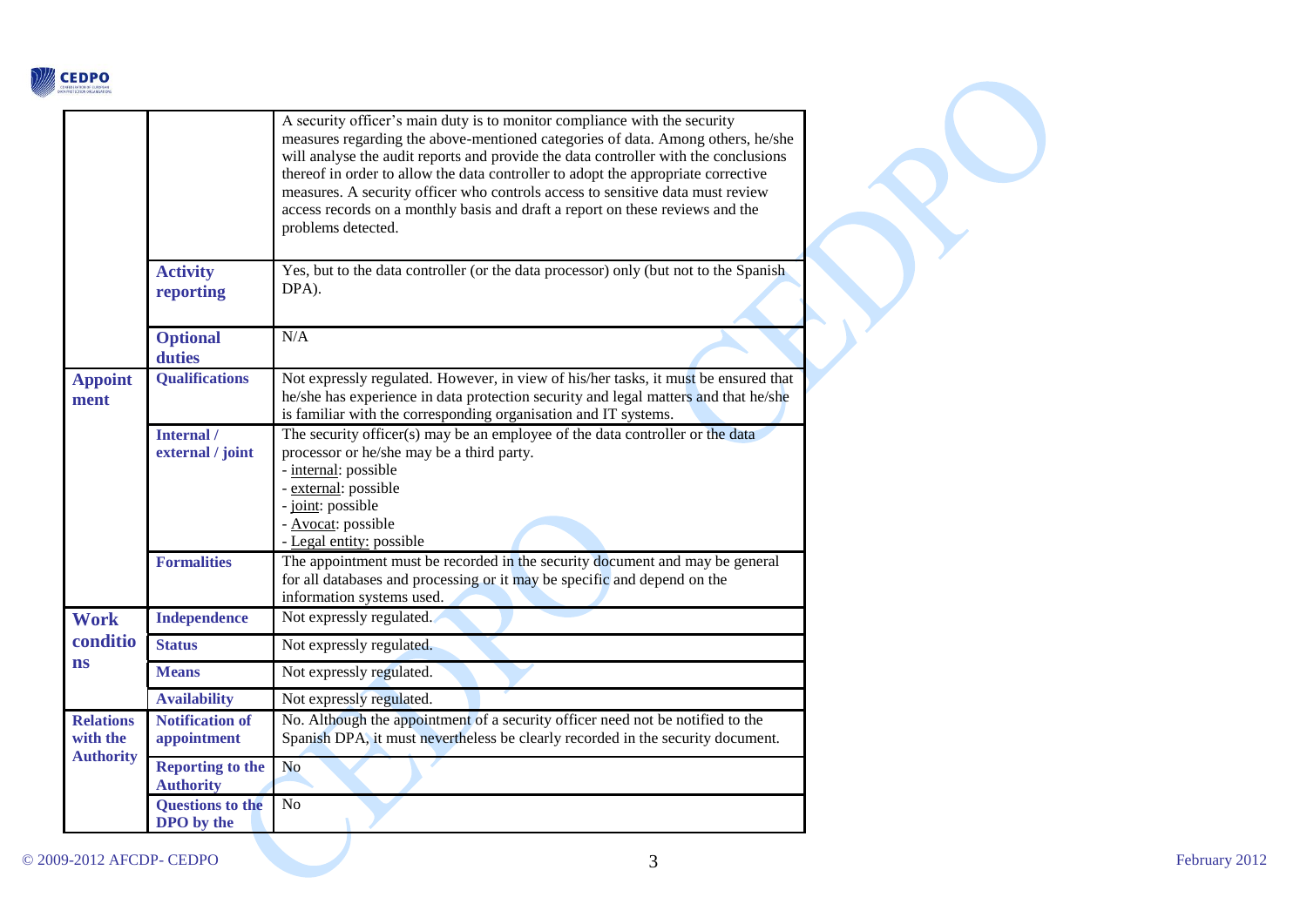| | | |
|---|---|---|
| | | A security officer's main duty is to monitor compliance with the security measures regarding the above-mentioned categories of data. Among others, he/she will analyse the audit reports and provide the data controller with the conclusions thereof in order to allow the data controller to adopt the appropriate corrective measures. A security officer who controls access to sensitive data must review access records on a monthly basis and draft a report on these reviews and the problems detected. |
| | **Activity reporting** | Yes, but to the data controller (or the data processor) only (but not to the Spanish DPA). |
| | **Optional duties** | N/A |
| **Appointment** | **Qualifications** | Not expressly regulated. However, in view of his/her tasks, it must be ensured that he/she has experience in data protection security and legal matters and that he/she is familiar with the corresponding organisation and IT systems. |
| | **Internal / external / joint** | The security officer(s) may be an employee of the data controller or the data processor or he/she may be a third party.<br>- internal: possible<br>- external: possible<br>- joint: possible<br>- Avocat: possible<br>- Legal entity: possible |
| | **Formalities** | The appointment must be recorded in the security document and may be general for all databases and processing or it may be specific and depend on the information systems used. |
| **Work conditions** | **Independence** | Not expressly regulated. |
| | **Status** | Not expressly regulated. |
| | **Means** | Not expressly regulated. |
| | **Availability** | Not expressly regulated. |
| **Relations with the Authority** | **Notification of appointment** | No. Although the appointment of a security officer need not be notified to the Spanish DPA, it must nevertheless be clearly recorded in the security document. |
| | **Reporting to the Authority** | No |
| | **Questions to the DPO by the** | No |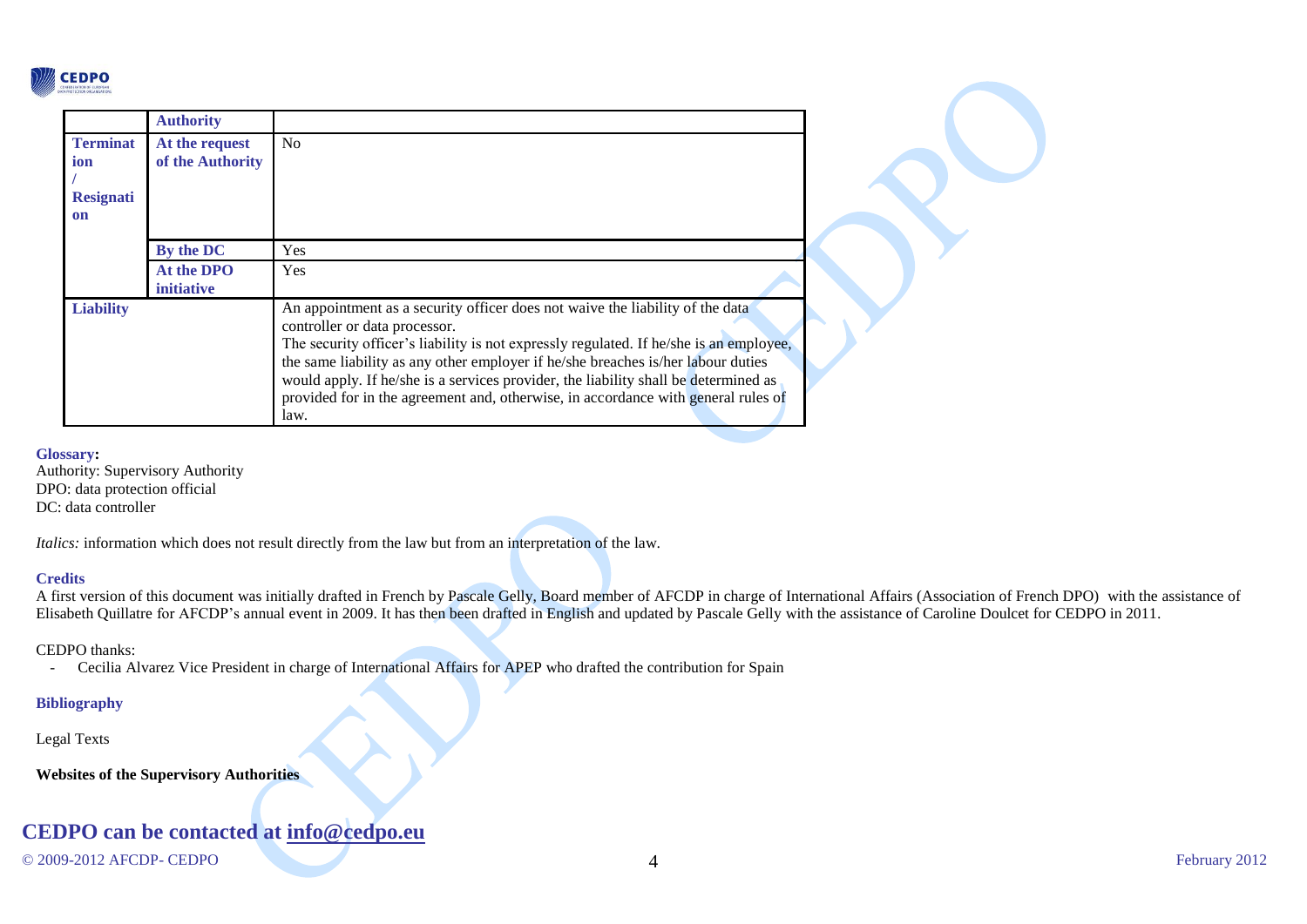| | Authority | |
|---|---|---|
| Termination / Resignation | At the request of the Authority | No |
| | By the DC | Yes |
| | At the DPO initiative | Yes |
| Liability | | An appointment as a security officer does not waive the liability of the data controller or data processor. The security officer's liability is not expressly regulated. If he/she is an employee, the same liability as any other employer if he/she breaches is/her labour duties would apply. If he/she is a services provider, the liability shall be determined as provided for in the agreement and, otherwise, in accordance with general rules of law. |

**Glossary:**
Authority: Supervisory Authority
DPO: data protection official
DC: data controller

*Italics:* information which does not result directly from the law but from an interpretation of the law.

**Credits**

A first version of this document was initially drafted in French by Pascale Gelly, Board member of AFCDP in charge of International Affairs (Association of French DPO) with the assistance of Elisabeth Quillatre for AFCDP's annual event in 2009. It has then been drafted in English and updated by Pascale Gelly with the assistance of Caroline Doulcet for CEDPO in 2011.

CEDPO thanks:

- Cecilia Alvarez Vice President in charge of International Affairs for APEP who drafted the contribution for Spain

**Bibliography**

Legal Texts

**Websites of the Supervisory Authorities**

## CEDPO can be contacted at info@cedpo.eu

© 2009-2012 AFCDP- CEDPO

February 2012